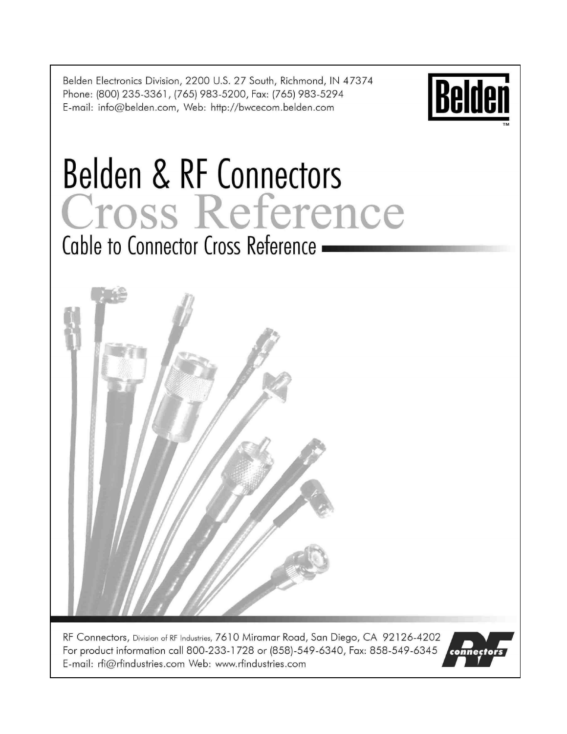Belden Electronics Division, 2200 U.S. 27 South, Richmond, IN 47374
Phone: (800) 235-3361, (765) 983-5200, Fax: (765) 983-5294
E-mail: info@belden.com, Web: http://bwcecom.belden.com

Belden™

# Belden & RF Connectors

# Cross Reference

## Cable to Connector Cross Reference

RF Connectors, Division of RF Industries, 7610 Miramar Road, San Diego, CA 92126-4202
For product information call 800-233-1728 or (858)-549-6340, Fax: 858-549-6345
E-mail: rfi@rfindustries.com Web: www.rfindustries.com

RF connectors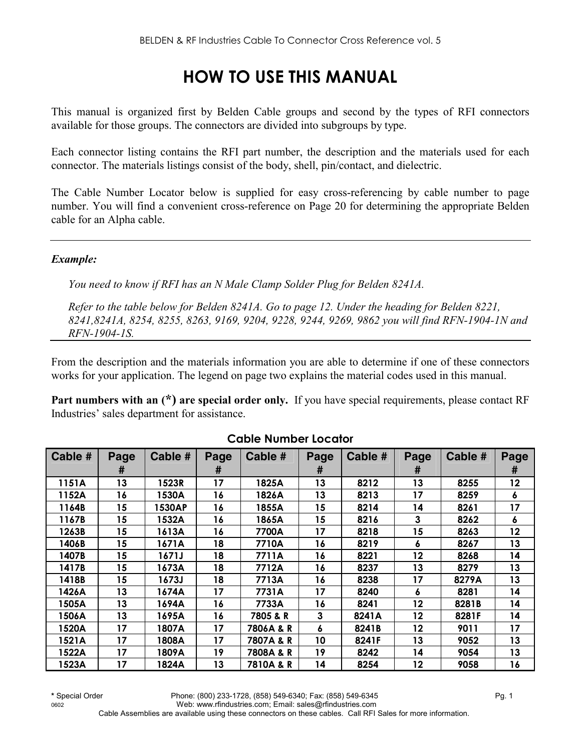# HOW TO USE THIS MANUAL

This manual is organized first by Belden Cable groups and second by the types of RFI connectors available for those groups. The connectors are divided into subgroups by type.

Each connector listing contains the RFI part number, the description and the materials used for each connector. The materials listings consist of the body, shell, pin/contact, and dielectric.

The Cable Number Locator below is supplied for easy cross-referencing by cable number to page number. You will find a convenient cross-reference on Page 20 for determining the appropriate Belden cable for an Alpha cable.

---

***Example:***

*You need to know if RFI has an N Male Clamp Solder Plug for Belden 8241A.*

*Refer to the table below for Belden 8241A. Go to page 12. Under the heading for Belden 8221, 8241,8241A, 8254, 8255, 8263, 9169, 9204, 9228, 9244, 9269, 9862 you will find RFN-1904-1N and RFN-1904-1S.*

---

From the description and the materials information you are able to determine if one of these connectors works for your application. The legend on page two explains the material codes used in this manual.

**Part numbers with an (*) are special order only.** If you have special requirements, please contact RF Industries' sales department for assistance.

**Cable Number Locator**

| Cable # | Page # | Cable # | Page # | Cable # | Page # | Cable # | Page # | Cable # | Page # |
|---|---|---|---|---|---|---|---|---|---|
| 1151A | 13 | 1523R | 17 | 1825A | 13 | 8212 | 13 | 8255 | 12 |
| 1152A | 16 | 1530A | 16 | 1826A | 13 | 8213 | 17 | 8259 | 6 |
| 1164B | 15 | 1530AP | 16 | 1855A | 15 | 8214 | 14 | 8261 | 17 |
| 1167B | 15 | 1532A | 16 | 1865A | 15 | 8216 | 3 | 8262 | 6 |
| 1263B | 15 | 1613A | 16 | 7700A | 17 | 8218 | 15 | 8263 | 12 |
| 1406B | 15 | 1671A | 18 | 7710A | 16 | 8219 | 6 | 8267 | 13 |
| 1407B | 15 | 1671J | 18 | 7711A | 16 | 8221 | 12 | 8268 | 14 |
| 1417B | 15 | 1673A | 18 | 7712A | 16 | 8237 | 13 | 8279 | 13 |
| 1418B | 15 | 1673J | 18 | 7713A | 16 | 8238 | 17 | 8279A | 13 |
| 1426A | 13 | 1674A | 17 | 7731A | 17 | 8240 | 6 | 8281 | 14 |
| 1505A | 13 | 1694A | 16 | 7733A | 16 | 8241 | 12 | 8281B | 14 |
| 1506A | 13 | 1695A | 16 | 7805 & R | 3 | 8241A | 12 | 8281F | 14 |
| 1520A | 17 | 1807A | 17 | 7806A & R | 6 | 8241B | 12 | 9011 | 17 |
| 1521A | 17 | 1808A | 17 | 7807A & R | 10 | 8241F | 13 | 9052 | 13 |
| 1522A | 17 | 1809A | 19 | 7808A & R | 19 | 8242 | 14 | 9054 | 13 |
| 1523A | 17 | 1824A | 13 | 7810A & R | 14 | 8254 | 12 | 9058 | 16 |

* Special Order

Phone: (800) 233-1728, (858) 549-6340; Fax: (858) 549-6345

Web: www.rfindustries.com; Email: sales@rfindustries.com

Cable Assemblies are available using these connectors on these cables. Call RFI Sales for more information.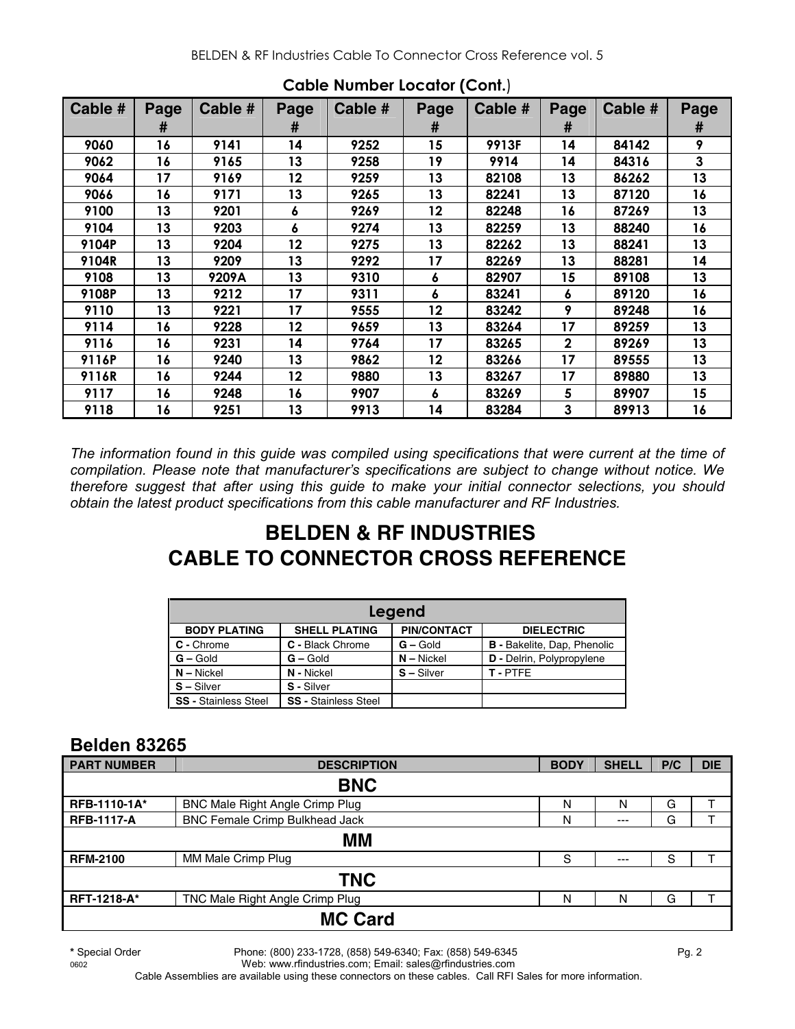## Cable Number Locator (Cont.)

| Cable # | Page # | Cable # | Page # | Cable # | Page # | Cable # | Page # | Cable # | Page # |
|---|---|---|---|---|---|---|---|---|---|
| 9060 | 16 | 9141 | 14 | 9252 | 15 | 9913F | 14 | 84142 | 9 |
| 9062 | 16 | 9165 | 13 | 9258 | 19 | 9914 | 14 | 84316 | 3 |
| 9064 | 17 | 9169 | 12 | 9259 | 13 | 82108 | 13 | 86262 | 13 |
| 9066 | 16 | 9171 | 13 | 9265 | 13 | 82241 | 13 | 87120 | 16 |
| 9100 | 13 | 9201 | 6 | 9269 | 12 | 82248 | 16 | 87269 | 13 |
| 9104 | 13 | 9203 | 6 | 9274 | 13 | 82259 | 13 | 88240 | 16 |
| 9104P | 13 | 9204 | 12 | 9275 | 13 | 82262 | 13 | 88241 | 13 |
| 9104R | 13 | 9209 | 13 | 9292 | 17 | 82269 | 13 | 88281 | 14 |
| 9108 | 13 | 9209A | 13 | 9310 | 6 | 82907 | 15 | 89108 | 13 |
| 9108P | 13 | 9212 | 17 | 9311 | 6 | 83241 | 6 | 89120 | 16 |
| 9110 | 13 | 9221 | 17 | 9555 | 12 | 83242 | 9 | 89248 | 16 |
| 9114 | 16 | 9228 | 12 | 9659 | 13 | 83264 | 17 | 89259 | 13 |
| 9116 | 16 | 9231 | 14 | 9764 | 17 | 83265 | 2 | 89269 | 13 |
| 9116P | 16 | 9240 | 13 | 9862 | 12 | 83266 | 17 | 89555 | 13 |
| 9116R | 16 | 9244 | 12 | 9880 | 13 | 83267 | 17 | 89880 | 13 |
| 9117 | 16 | 9248 | 16 | 9907 | 6 | 83269 | 5 | 89907 | 15 |
| 9118 | 16 | 9251 | 13 | 9913 | 14 | 83284 | 3 | 89913 | 16 |

*The information found in this guide was compiled using specifications that were current at the time of compilation. Please note that manufacturer's specifications are subject to change without notice. We therefore suggest that after using this guide to make your initial connector selections, you should obtain the latest product specifications from this cable manufacturer and RF Industries.*

# BELDEN & RF INDUSTRIES CABLE TO CONNECTOR CROSS REFERENCE

| Legend | | | |
|---|---|---|---|
| **BODY PLATING** | **SHELL PLATING** | **PIN/CONTACT** | **DIELECTRIC** |
| **C -** Chrome | **C -** Black Chrome | **G –** Gold | **B -** Bakelite, Dap, Phenolic |
| **G –** Gold | **G –** Gold | **N –** Nickel | **D -** Delrin, Polypropylene |
| **N –** Nickel | **N -** Nickel | **S –** Silver | **T -** PTFE |
| **S –** Silver | **S -** Silver | | |
| **SS -** Stainless Steel | **SS -** Stainless Steel | | |

## Belden 83265

| PART NUMBER | DESCRIPTION | BODY | SHELL | P/C | DIE |
|---|---|---|---|---|---|
| | **BNC** | | | | |
| **RFB-1110-1A*** | BNC Male Right Angle Crimp Plug | N | N | G | T |
| **RFB-1117-A** | BNC Female Crimp Bulkhead Jack | N | --- | G | T |
| | **MM** | | | | |
| **RFM-2100** | MM Male Crimp Plug | S | --- | S | T |
| | **TNC** | | | | |
| **RFT-1218-A*** | TNC Male Right Angle Crimp Plug | N | N | G | T |
| | **MC Card** | | | | |

**\*** Special Order

Phone: (800) 233-1728, (858) 549-6340; Fax: (858) 549-6345
Web: www.rfindustries.com; Email: sales@rfindustries.com

Cable Assemblies are available using these connectors on these cables. Call RFI Sales for more information.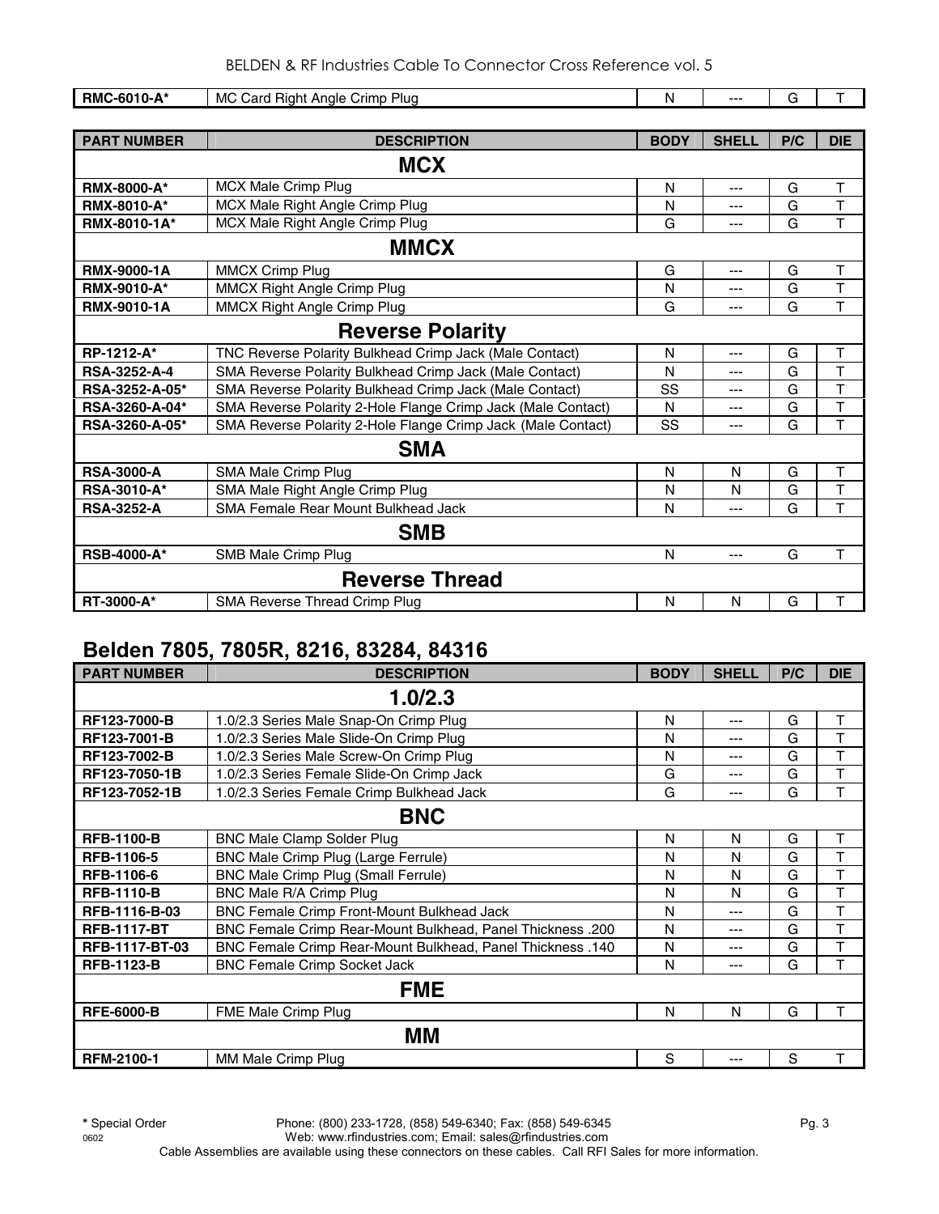| RMC-6010-A* | MC Card Right Angle Crimp Plug | N | --- | G | T |
|---|---|---|---|---|---|

| PART NUMBER | DESCRIPTION | BODY | SHELL | P/C | DIE |
|---|---|---|---|---|---|
| | **MCX** | | | | |
| **RMX-8000-A*** | MCX Male Crimp Plug | N | --- | G | T |
| **RMX-8010-A*** | MCX Male Right Angle Crimp Plug | N | --- | G | T |
| **RMX-8010-1A*** | MCX Male Right Angle Crimp Plug | G | --- | G | T |
| | **MMCX** | | | | |
| **RMX-9000-1A** | MMCX Crimp Plug | G | --- | G | T |
| **RMX-9010-A*** | MMCX Right Angle Crimp Plug | N | --- | G | T |
| **RMX-9010-1A** | MMCX Right Angle Crimp Plug | G | --- | G | T |
| | **Reverse Polarity** | | | | |
| **RP-1212-A*** | TNC Reverse Polarity Bulkhead Crimp Jack (Male Contact) | N | --- | G | T |
| **RSA-3252-A-4** | SMA Reverse Polarity Bulkhead Crimp Jack (Male Contact) | N | --- | G | T |
| **RSA-3252-A-05*** | SMA Reverse Polarity Bulkhead Crimp Jack (Male Contact) | SS | --- | G | T |
| **RSA-3260-A-04*** | SMA Reverse Polarity 2-Hole Flange Crimp Jack (Male Contact) | N | --- | G | T |
| **RSA-3260-A-05*** | SMA Reverse Polarity 2-Hole Flange Crimp Jack (Male Contact) | SS | --- | G | T |
| | **SMA** | | | | |
| **RSA-3000-A** | SMA Male Crimp Plug | N | N | G | T |
| **RSA-3010-A*** | SMA Male Right Angle Crimp Plug | N | N | G | T |
| **RSA-3252-A** | SMA Female Rear Mount Bulkhead Jack | N | --- | G | T |
| | **SMB** | | | | |
| **RSB-4000-A*** | SMB Male Crimp Plug | N | --- | G | T |
| | **Reverse Thread** | | | | |
| **RT-3000-A*** | SMA Reverse Thread Crimp Plug | N | N | G | T |

## Belden 7805, 7805R, 8216, 83284, 84316

| PART NUMBER | DESCRIPTION | BODY | SHELL | P/C | DIE |
|---|---|---|---|---|---|
| | **1.0/2.3** | | | | |
| **RF123-7000-B** | 1.0/2.3 Series Male Snap-On Crimp Plug | N | --- | G | T |
| **RF123-7001-B** | 1.0/2.3 Series Male Slide-On Crimp Plug | N | --- | G | T |
| **RF123-7002-B** | 1.0/2.3 Series Male Screw-On Crimp Plug | N | --- | G | T |
| **RF123-7050-1B** | 1.0/2.3 Series Female Slide-On Crimp Jack | G | --- | G | T |
| **RF123-7052-1B** | 1.0/2.3 Series Female Crimp Bulkhead Jack | G | --- | G | T |
| | **BNC** | | | | |
| **RFB-1100-B** | BNC Male Clamp Solder Plug | N | N | G | T |
| **RFB-1106-5** | BNC Male Crimp Plug (Large Ferrule) | N | N | G | T |
| **RFB-1106-6** | BNC Male Crimp Plug (Small Ferrule) | N | N | G | T |
| **RFB-1110-B** | BNC Male R/A Crimp Plug | N | N | G | T |
| **RFB-1116-B-03** | BNC Female Crimp Front-Mount Bulkhead Jack | N | --- | G | T |
| **RFB-1117-BT** | BNC Female Crimp Rear-Mount Bulkhead, Panel Thickness .200 | N | --- | G | T |
| **RFB-1117-BT-03** | BNC Female Crimp Rear-Mount Bulkhead, Panel Thickness .140 | N | --- | G | T |
| **RFB-1123-B** | BNC Female Crimp Socket Jack | N | --- | G | T |
| | **FME** | | | | |
| **RFE-6000-B** | FME Male Crimp Plug | N | N | G | T |
| | **MM** | | | | |
| **RFM-2100-1** | MM Male Crimp Plug | S | --- | S | T |

**\*** Special Order Phone: (800) 233-1728, (858) 549-6340; Fax: (858) 549-6345
0602 Web: www.rfindustries.com; Email: sales@rfindustries.com
Cable Assemblies are available using these connectors on these cables. Call RFI Sales for more information.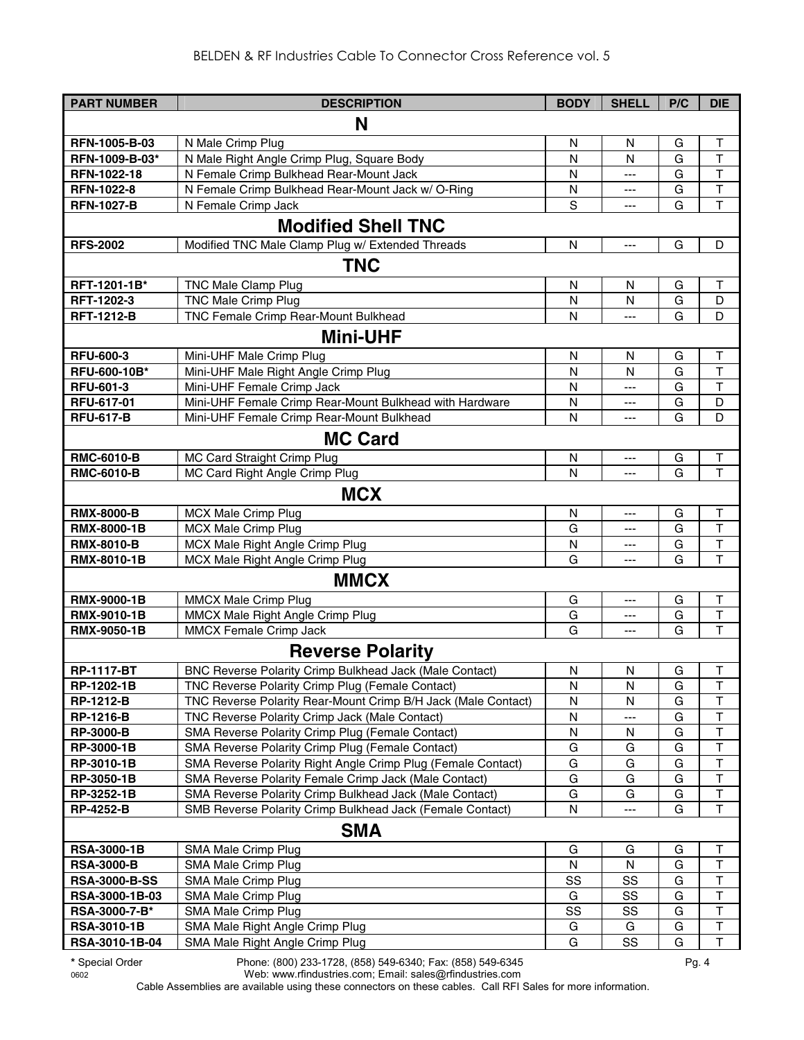| PART NUMBER | DESCRIPTION | BODY | SHELL | P/C | DIE |
|---|---|---|---|---|---|
| **N** | | | | | |
| RFN-1005-B-03 | N Male Crimp Plug | N | N | G | T |
| RFN-1009-B-03* | N Male Right Angle Crimp Plug, Square Body | N | N | G | T |
| RFN-1022-18 | N Female Crimp Bulkhead Rear-Mount Jack | N | --- | G | T |
| RFN-1022-8 | N Female Crimp Bulkhead Rear-Mount Jack w/ O-Ring | N | --- | G | T |
| RFN-1027-B | N Female Crimp Jack | S | --- | G | T |
| **Modified Shell TNC** | | | | | |
| RFS-2002 | Modified TNC Male Clamp Plug w/ Extended Threads | N | --- | G | D |
| **TNC** | | | | | |
| RFT-1201-1B* | TNC Male Clamp Plug | N | N | G | T |
| RFT-1202-3 | TNC Male Crimp Plug | N | N | G | D |
| RFT-1212-B | TNC Female Crimp Rear-Mount Bulkhead | N | --- | G | D |
| **Mini-UHF** | | | | | |
| RFU-600-3 | Mini-UHF Male Crimp Plug | N | N | G | T |
| RFU-600-10B* | Mini-UHF Male Right Angle Crimp Plug | N | N | G | T |
| RFU-601-3 | Mini-UHF Female Crimp Jack | N | --- | G | T |
| RFU-617-01 | Mini-UHF Female Crimp Rear-Mount Bulkhead with Hardware | N | --- | G | D |
| RFU-617-B | Mini-UHF Female Crimp Rear-Mount Bulkhead | N | --- | G | D |
| **MC Card** | | | | | |
| RMC-6010-B | MC Card Straight Crimp Plug | N | --- | G | T |
| RMC-6010-B | MC Card Right Angle Crimp Plug | N | --- | G | T |
| **MCX** | | | | | |
| RMX-8000-B | MCX Male Crimp Plug | N | --- | G | T |
| RMX-8000-1B | MCX Male Crimp Plug | G | --- | G | T |
| RMX-8010-B | MCX Male Right Angle Crimp Plug | N | --- | G | T |
| RMX-8010-1B | MCX Male Right Angle Crimp Plug | G | --- | G | T |
| **MMCX** | | | | | |
| RMX-9000-1B | MMCX Male Crimp Plug | G | --- | G | T |
| RMX-9010-1B | MMCX Male Right Angle Crimp Plug | G | --- | G | T |
| RMX-9050-1B | MMCX Female Crimp Jack | G | --- | G | T |
| **Reverse Polarity** | | | | | |
| RP-1117-BT | BNC Reverse Polarity Crimp Bulkhead Jack (Male Contact) | N | N | G | T |
| RP-1202-1B | TNC Reverse Polarity Crimp Plug (Female Contact) | N | N | G | T |
| RP-1212-B | TNC Reverse Polarity Rear-Mount Crimp B/H Jack (Male Contact) | N | N | G | T |
| RP-1216-B | TNC Reverse Polarity Crimp Jack (Male Contact) | N | --- | G | T |
| RP-3000-B | SMA Reverse Polarity Crimp Plug (Female Contact) | N | N | G | T |
| RP-3000-1B | SMA Reverse Polarity Crimp Plug (Female Contact) | G | G | G | T |
| RP-3010-1B | SMA Reverse Polarity Right Angle Crimp Plug (Female Contact) | G | G | G | T |
| RP-3050-1B | SMA Reverse Polarity Female Crimp Jack (Male Contact) | G | G | G | T |
| RP-3252-1B | SMA Reverse Polarity Crimp Bulkhead Jack (Male Contact) | G | G | G | T |
| RP-4252-B | SMB Reverse Polarity Crimp Bulkhead Jack (Female Contact) | N | --- | G | T |
| **SMA** | | | | | |
| RSA-3000-1B | SMA Male Crimp Plug | G | G | G | T |
| RSA-3000-B | SMA Male Crimp Plug | N | N | G | T |
| RSA-3000-B-SS | SMA Male Crimp Plug | SS | SS | G | T |
| RSA-3000-1B-03 | SMA Male Crimp Plug | G | SS | G | T |
| RSA-3000-7-B* | SMA Male Crimp Plug | SS | SS | G | T |
| RSA-3010-1B | SMA Male Right Angle Crimp Plug | G | G | G | T |
| RSA-3010-1B-04 | SMA Male Right Angle Crimp Plug | G | SS | G | T |

* Special Order

Phone: (800) 233-1728, (858) 549-6340; Fax: (858) 549-6345
Web: www.rfindustries.com; Email: sales@rfindustries.com

Cable Assemblies are available using these connectors on these cables. Call RFI Sales for more information.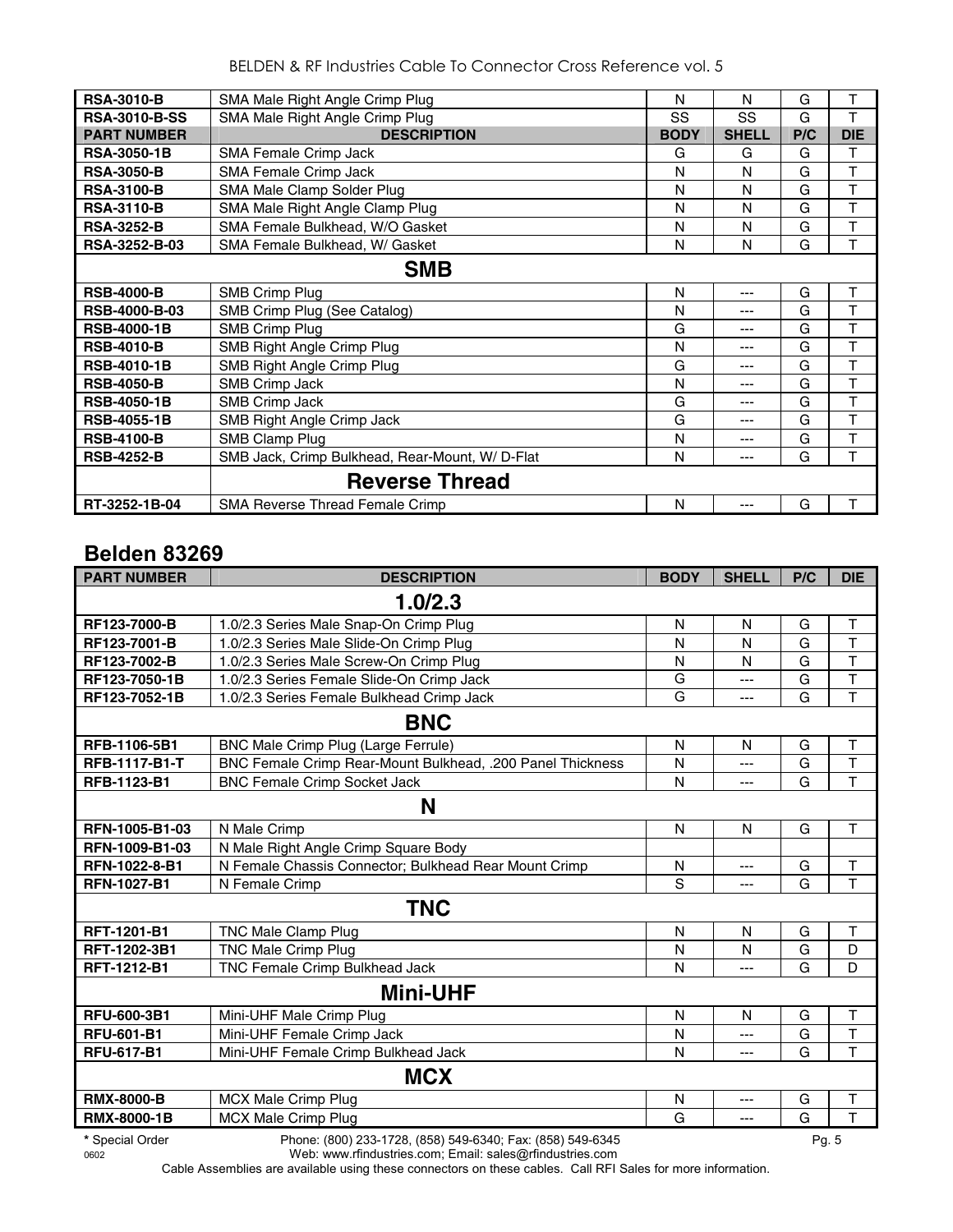| PART NUMBER | DESCRIPTION | BODY | SHELL | P/C | DIE |
|---|---|---|---|---|---|
| **RSA-3010-B** | SMA Male Right Angle Crimp Plug | N | N | G | T |
| **RSA-3010-B-SS** | SMA Male Right Angle Crimp Plug | SS | SS | G | T |
| **PART NUMBER** | **DESCRIPTION** | **BODY** | **SHELL** | **P/C** | **DIE** |
| **RSA-3050-1B** | SMA Female Crimp Jack | G | G | G | T |
| **RSA-3050-B** | SMA Female Crimp Jack | N | N | G | T |
| **RSA-3100-B** | SMA Male Clamp Solder Plug | N | N | G | T |
| **RSA-3110-B** | SMA Male Right Angle Clamp Plug | N | N | G | T |
| **RSA-3252-B** | SMA Female Bulkhead, W/O Gasket | N | N | G | T |
| **RSA-3252-B-03** | SMA Female Bulkhead, W/ Gasket | N | N | G | T |
| | **SMB** | | | | |
| **RSB-4000-B** | SMB Crimp Plug | N | --- | G | T |
| **RSB-4000-B-03** | SMB Crimp Plug (See Catalog) | N | --- | G | T |
| **RSB-4000-1B** | SMB Crimp Plug | G | --- | G | T |
| **RSB-4010-B** | SMB Right Angle Crimp Plug | N | --- | G | T |
| **RSB-4010-1B** | SMB Right Angle Crimp Plug | G | --- | G | T |
| **RSB-4050-B** | SMB Crimp Jack | N | --- | G | T |
| **RSB-4050-1B** | SMB Crimp Jack | G | --- | G | T |
| **RSB-4055-1B** | SMB Right Angle Crimp Jack | G | --- | G | T |
| **RSB-4100-B** | SMB Clamp Plug | N | --- | G | T |
| **RSB-4252-B** | SMB Jack, Crimp Bulkhead, Rear-Mount, W/ D-Flat | N | --- | G | T |
| | **Reverse Thread** | | | | |
| **RT-3252-1B-04** | SMA Reverse Thread Female Crimp | N | --- | G | T |

## Belden 83269

| PART NUMBER | DESCRIPTION | BODY | SHELL | P/C | DIE |
|---|---|---|---|---|---|
| | **1.0/2.3** | | | | |
| **RF123-7000-B** | 1.0/2.3 Series Male Snap-On Crimp Plug | N | N | G | T |
| **RF123-7001-B** | 1.0/2.3 Series Male Slide-On Crimp Plug | N | N | G | T |
| **RF123-7002-B** | 1.0/2.3 Series Male Screw-On Crimp Plug | N | N | G | T |
| **RF123-7050-1B** | 1.0/2.3 Series Female Slide-On Crimp Jack | G | --- | G | T |
| **RF123-7052-1B** | 1.0/2.3 Series Female Bulkhead Crimp Jack | G | --- | G | T |
| | **BNC** | | | | |
| **RFB-1106-5B1** | BNC Male Crimp Plug (Large Ferrule) | N | N | G | T |
| **RFB-1117-B1-T** | BNC Female Crimp Rear-Mount Bulkhead, .200 Panel Thickness | N | --- | G | T |
| **RFB-1123-B1** | BNC Female Crimp Socket Jack | N | --- | G | T |
| | **N** | | | | |
| **RFN-1005-B1-03** | N Male Crimp | N | N | G | T |
| **RFN-1009-B1-03** | N Male Right Angle Crimp Square Body | | | | |
| **RFN-1022-8-B1** | N Female Chassis Connector; Bulkhead Rear Mount Crimp | N | --- | G | T |
| **RFN-1027-B1** | N Female Crimp | S | --- | G | T |
| | **TNC** | | | | |
| **RFT-1201-B1** | TNC Male Clamp Plug | N | N | G | T |
| **RFT-1202-3B1** | TNC Male Crimp Plug | N | N | G | D |
| **RFT-1212-B1** | TNC Female Crimp Bulkhead Jack | N | --- | G | D |
| | **Mini-UHF** | | | | |
| **RFU-600-3B1** | Mini-UHF Male Crimp Plug | N | N | G | T |
| **RFU-601-B1** | Mini-UHF Female Crimp Jack | N | --- | G | T |
| **RFU-617-B1** | Mini-UHF Female Crimp Bulkhead Jack | N | --- | G | T |
| | **MCX** | | | | |
| **RMX-8000-B** | MCX Male Crimp Plug | N | --- | G | T |
| **RMX-8000-1B** | MCX Male Crimp Plug | G | --- | G | T |

**\*** Special Order

Phone: (800) 233-1728, (858) 549-6340; Fax: (858) 549-6345
Web: www.rfindustries.com; Email: sales@rfindustries.com

Cable Assemblies are available using these connectors on these cables. Call RFI Sales for more information.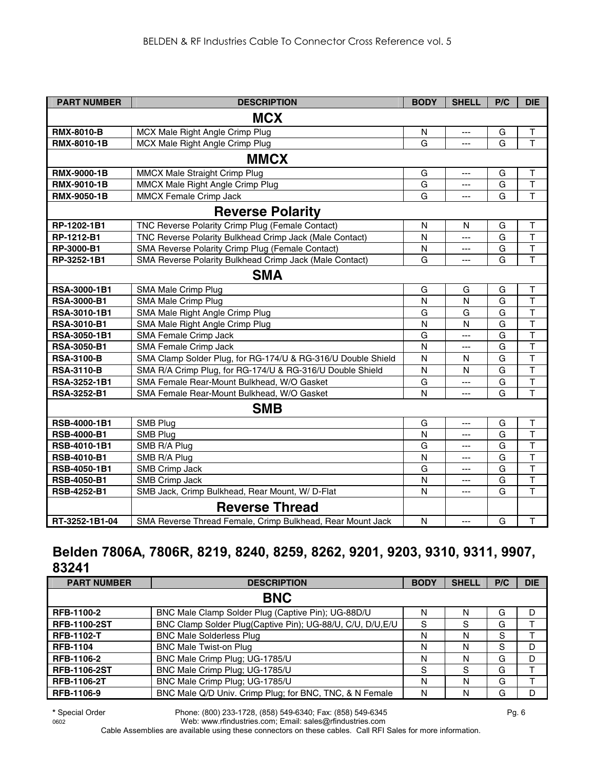| PART NUMBER | DESCRIPTION | BODY | SHELL | P/C | DIE |
|---|---|---|---|---|---|
| | **MCX** | | | | |
| **RMX-8010-B** | MCX Male Right Angle Crimp Plug | N | --- | G | T |
| **RMX-8010-1B** | MCX Male Right Angle Crimp Plug | G | --- | G | T |
| | **MMCX** | | | | |
| **RMX-9000-1B** | MMCX Male Straight Crimp Plug | G | --- | G | T |
| **RMX-9010-1B** | MMCX Male Right Angle Crimp Plug | G | --- | G | T |
| **RMX-9050-1B** | MMCX Female Crimp Jack | G | --- | G | T |
| | **Reverse Polarity** | | | | |
| **RP-1202-1B1** | TNC Reverse Polarity Crimp Plug (Female Contact) | N | N | G | T |
| **RP-1212-B1** | TNC Reverse Polarity Bulkhead Crimp Jack (Male Contact) | N | --- | G | T |
| **RP-3000-B1** | SMA Reverse Polarity Crimp Plug (Female Contact) | N | --- | G | T |
| **RP-3252-1B1** | SMA Reverse Polarity Bulkhead Crimp Jack (Male Contact) | G | --- | G | T |
| | **SMA** | | | | |
| **RSA-3000-1B1** | SMA Male Crimp Plug | G | G | G | T |
| **RSA-3000-B1** | SMA Male Crimp Plug | N | N | G | T |
| **RSA-3010-1B1** | SMA Male Right Angle Crimp Plug | G | G | G | T |
| **RSA-3010-B1** | SMA Male Right Angle Crimp Plug | N | N | G | T |
| **RSA-3050-1B1** | SMA Female Crimp Jack | G | --- | G | T |
| **RSA-3050-B1** | SMA Female Crimp Jack | N | --- | G | T |
| **RSA-3100-B** | SMA Clamp Solder Plug, for RG-174/U & RG-316/U Double Shield | N | N | G | T |
| **RSA-3110-B** | SMA R/A Crimp Plug, for RG-174/U & RG-316/U Double Shield | N | N | G | T |
| **RSA-3252-1B1** | SMA Female Rear-Mount Bulkhead, W/O Gasket | G | --- | G | T |
| **RSA-3252-B1** | SMA Female Rear-Mount Bulkhead, W/O Gasket | N | --- | G | T |
| | **SMB** | | | | |
| **RSB-4000-1B1** | SMB Plug | G | --- | G | T |
| **RSB-4000-B1** | SMB Plug | N | --- | G | T |
| **RSB-4010-1B1** | SMB R/A Plug | G | --- | G | T |
| **RSB-4010-B1** | SMB R/A Plug | N | --- | G | T |
| **RSB-4050-1B1** | SMB Crimp Jack | G | --- | G | T |
| **RSB-4050-B1** | SMB Crimp Jack | N | --- | G | T |
| **RSB-4252-B1** | SMB Jack, Crimp Bulkhead, Rear Mount, W/ D-Flat | N | --- | G | T |
| | **Reverse Thread** | | | | |
| **RT-3252-1B1-04** | SMA Reverse Thread Female, Crimp Bulkhead, Rear Mount Jack | N | --- | G | T |

## Belden 7806A, 7806R, 8219, 8240, 8259, 8262, 9201, 9203, 9310, 9311, 9907, 83241

| PART NUMBER | DESCRIPTION | BODY | SHELL | P/C | DIE |
|---|---|---|---|---|---|
| | **BNC** | | | | |
| **RFB-1100-2** | BNC Male Clamp Solder Plug (Captive Pin); UG-88D/U | N | N | G | D |
| **RFB-1100-2ST** | BNC Clamp Solder Plug(Captive Pin); UG-88/U, C/U, D/U,E/U | S | S | G | T |
| **RFB-1102-T** | BNC Male Solderless Plug | N | N | S | T |
| **RFB-1104** | BNC Male Twist-on Plug | N | N | S | D |
| **RFB-1106-2** | BNC Male Crimp Plug; UG-1785/U | N | N | G | D |
| **RFB-1106-2ST** | BNC Male Crimp Plug; UG-1785/U | S | S | G | T |
| **RFB-1106-2T** | BNC Male Crimp Plug; UG-1785/U | N | N | G | T |
| **RFB-1106-9** | BNC Male Q/D Univ. Crimp Plug; for BNC, TNC, & N Female | N | N | G | D |

**\*** Special Order

Cable Assemblies are available using these connectors on these cables. Call RFI Sales for more information.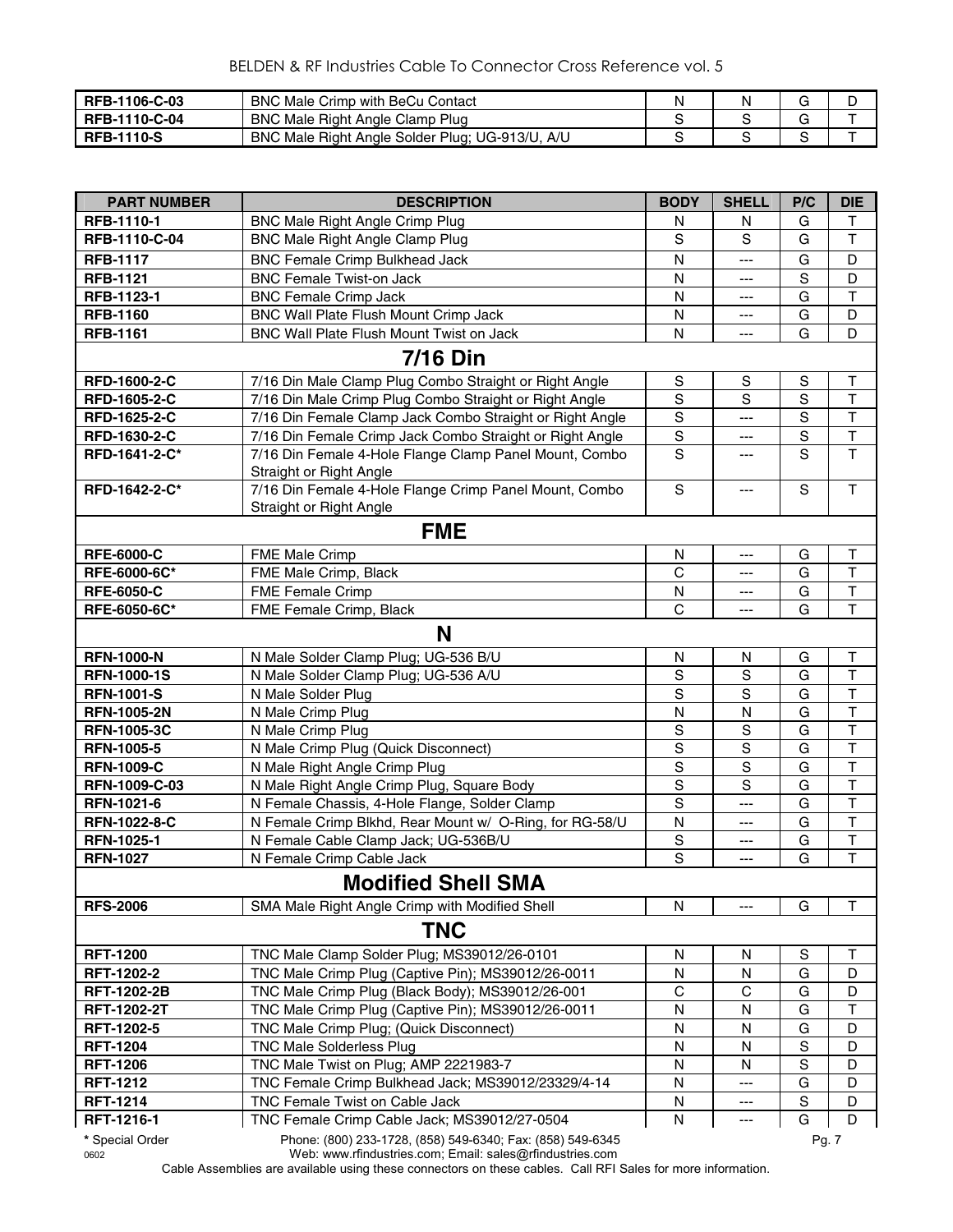| | | | | | |
|---|---|---|---|---|---|
| **RFB-1106-C-03** | BNC Male Crimp with BeCu Contact | N | N | G | D |
| **RFB-1110-C-04** | BNC Male Right Angle Clamp Plug | S | S | G | T |
| **RFB-1110-S** | BNC Male Right Angle Solder Plug; UG-913/U, A/U | S | S | S | T |

| PART NUMBER | DESCRIPTION | BODY | SHELL | P/C | DIE |
|---|---|---|---|---|---|
| **RFB-1110-1** | BNC Male Right Angle Crimp Plug | N | N | G | T |
| **RFB-1110-C-04** | BNC Male Right Angle Clamp Plug | S | S | G | T |
| **RFB-1117** | BNC Female Crimp Bulkhead Jack | N | --- | G | D |
| **RFB-1121** | BNC Female Twist-on Jack | N | --- | S | D |
| **RFB-1123-1** | BNC Female Crimp Jack | N | --- | G | T |
| **RFB-1160** | BNC Wall Plate Flush Mount Crimp Jack | N | --- | G | D |
| **RFB-1161** | BNC Wall Plate Flush Mount Twist on Jack | N | --- | G | D |
| | **7/16 Din** | | | | |
| **RFD-1600-2-C** | 7/16 Din Male Clamp Plug Combo Straight or Right Angle | S | S | S | T |
| **RFD-1605-2-C** | 7/16 Din Male Crimp Plug Combo Straight or Right Angle | S | S | S | T |
| **RFD-1625-2-C** | 7/16 Din Female Clamp Jack Combo Straight or Right Angle | S | --- | S | T |
| **RFD-1630-2-C** | 7/16 Din Female Crimp Jack Combo Straight or Right Angle | S | --- | S | T |
| **RFD-1641-2-C*** | 7/16 Din Female 4-Hole Flange Clamp Panel Mount, Combo Straight or Right Angle | S | --- | S | T |
| **RFD-1642-2-C*** | 7/16 Din Female 4-Hole Flange Crimp Panel Mount, Combo Straight or Right Angle | S | --- | S | T |
| | **FME** | | | | |
| **RFE-6000-C** | FME Male Crimp | N | --- | G | T |
| **RFE-6000-6C*** | FME Male Crimp, Black | C | --- | G | T |
| **RFE-6050-C** | FME Female Crimp | N | --- | G | T |
| **RFE-6050-6C*** | FME Female Crimp, Black | C | --- | G | T |
| | **N** | | | | |
| **RFN-1000-N** | N Male Solder Clamp Plug; UG-536 B/U | N | N | G | T |
| **RFN-1000-1S** | N Male Solder Clamp Plug; UG-536 A/U | S | S | G | T |
| **RFN-1001-S** | N Male Solder Plug | S | S | G | T |
| **RFN-1005-2N** | N Male Crimp Plug | N | N | G | T |
| **RFN-1005-3C** | N Male Crimp Plug | S | S | G | T |
| **RFN-1005-5** | N Male Crimp Plug (Quick Disconnect) | S | S | G | T |
| **RFN-1009-C** | N Male Right Angle Crimp Plug | S | S | G | T |
| **RFN-1009-C-03** | N Male Right Angle Crimp Plug, Square Body | S | S | G | T |
| **RFN-1021-6** | N Female Chassis, 4-Hole Flange, Solder Clamp | S | --- | G | T |
| **RFN-1022-8-C** | N Female Crimp Blkhd, Rear Mount w/ O-Ring, for RG-58/U | N | --- | G | T |
| **RFN-1025-1** | N Female Cable Clamp Jack; UG-536B/U | S | --- | G | T |
| **RFN-1027** | N Female Crimp Cable Jack | S | --- | G | T |
| | **Modified Shell SMA** | | | | |
| **RFS-2006** | SMA Male Right Angle Crimp with Modified Shell | N | --- | G | T |
| | **TNC** | | | | |
| **RFT-1200** | TNC Male Clamp Solder Plug; MS39012/26-0101 | N | N | S | T |
| **RFT-1202-2** | TNC Male Crimp Plug (Captive Pin); MS39012/26-0011 | N | N | G | D |
| **RFT-1202-2B** | TNC Male Crimp Plug (Black Body); MS39012/26-001 | C | C | G | D |
| **RFT-1202-2T** | TNC Male Crimp Plug (Captive Pin); MS39012/26-0011 | N | N | G | T |
| **RFT-1202-5** | TNC Male Crimp Plug; (Quick Disconnect) | N | N | G | D |
| **RFT-1204** | TNC Male Solderless Plug | N | N | S | D |
| **RFT-1206** | TNC Male Twist on Plug; AMP 2221983-7 | N | N | S | D |
| **RFT-1212** | TNC Female Crimp Bulkhead Jack; MS39012/23329/4-14 | N | --- | G | D |
| **RFT-1214** | TNC Female Twist on Cable Jack | N | --- | S | D |
| **RFT-1216-1** | TNC Female Crimp Cable Jack; MS39012/27-0504 | N | --- | G | D |

\* Special Order

Phone: (800) 233-1728, (858) 549-6340; Fax: (858) 549-6345
Web: www.rfindustries.com; Email: sales@rfindustries.com

Cable Assemblies are available using these connectors on these cables. Call RFI Sales for more information.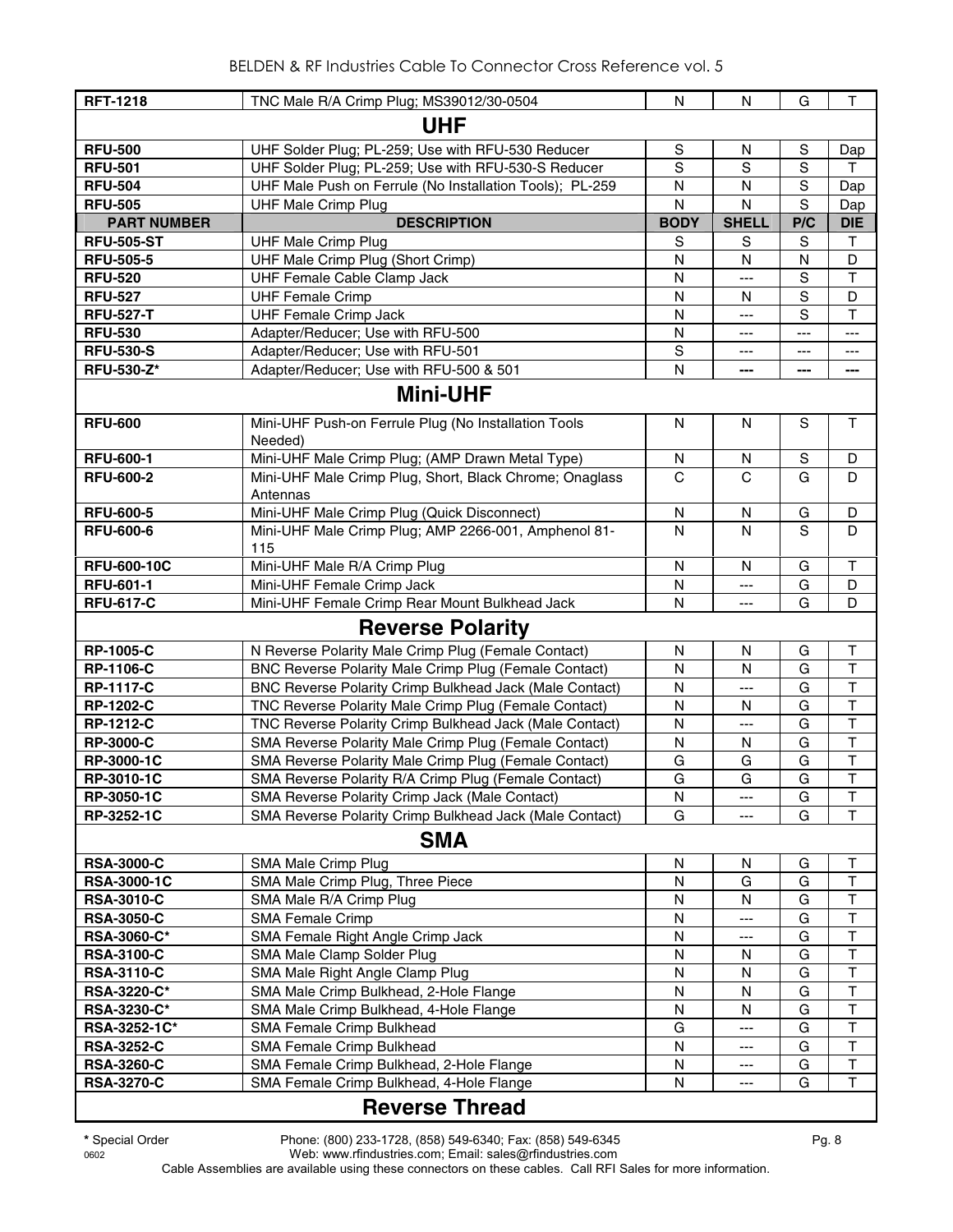| | | | | | |
|---|---|---|---|---|---|
| **RFT-1218** | TNC Male R/A Crimp Plug; MS39012/30-0504 | N | N | G | T |
| | **UHF** | | | | |
| **RFU-500** | UHF Solder Plug; PL-259; Use with RFU-530 Reducer | S | N | S | Dap |
| **RFU-501** | UHF Solder Plug; PL-259; Use with RFU-530-S Reducer | S | S | S | T |
| **RFU-504** | UHF Male Push on Ferrule (No Installation Tools); PL-259 | N | N | S | Dap |
| **RFU-505** | UHF Male Crimp Plug | N | N | S | Dap |
| **PART NUMBER** | **DESCRIPTION** | **BODY** | **SHELL** | **P/C** | **DIE** |
| **RFU-505-ST** | UHF Male Crimp Plug | S | S | S | T |
| **RFU-505-5** | UHF Male Crimp Plug (Short Crimp) | N | N | N | D |
| **RFU-520** | UHF Female Cable Clamp Jack | N | --- | S | T |
| **RFU-527** | UHF Female Crimp | N | N | S | D |
| **RFU-527-T** | UHF Female Crimp Jack | N | --- | S | T |
| **RFU-530** | Adapter/Reducer; Use with RFU-500 | N | --- | --- | --- |
| **RFU-530-S** | Adapter/Reducer; Use with RFU-501 | S | --- | --- | --- |
| **RFU-530-Z*** | Adapter/Reducer; Use with RFU-500 & 501 | N | --- | --- | --- |
| | **Mini-UHF** | | | | |
| **RFU-600** | Mini-UHF Push-on Ferrule Plug (No Installation Tools Needed) | N | N | S | T |
| **RFU-600-1** | Mini-UHF Male Crimp Plug; (AMP Drawn Metal Type) | N | N | S | D |
| **RFU-600-2** | Mini-UHF Male Crimp Plug, Short, Black Chrome; Onaglass Antennas | C | C | G | D |
| **RFU-600-5** | Mini-UHF Male Crimp Plug (Quick Disconnect) | N | N | G | D |
| **RFU-600-6** | Mini-UHF Male Crimp Plug; AMP 2266-001, Amphenol 81-115 | N | N | S | D |
| **RFU-600-10C** | Mini-UHF Male R/A Crimp Plug | N | N | G | T |
| **RFU-601-1** | Mini-UHF Female Crimp Jack | N | --- | G | D |
| **RFU-617-C** | Mini-UHF Female Crimp Rear Mount Bulkhead Jack | N | --- | G | D |
| | **Reverse Polarity** | | | | |
| **RP-1005-C** | N Reverse Polarity Male Crimp Plug (Female Contact) | N | N | G | T |
| **RP-1106-C** | BNC Reverse Polarity Male Crimp Plug (Female Contact) | N | N | G | T |
| **RP-1117-C** | BNC Reverse Polarity Crimp Bulkhead Jack (Male Contact) | N | --- | G | T |
| **RP-1202-C** | TNC Reverse Polarity Male Crimp Plug (Female Contact) | N | N | G | T |
| **RP-1212-C** | TNC Reverse Polarity Crimp Bulkhead Jack (Male Contact) | N | --- | G | T |
| **RP-3000-C** | SMA Reverse Polarity Male Crimp Plug (Female Contact) | N | N | G | T |
| **RP-3000-1C** | SMA Reverse Polarity Male Crimp Plug (Female Contact) | G | G | G | T |
| **RP-3010-1C** | SMA Reverse Polarity R/A Crimp Plug (Female Contact) | G | G | G | T |
| **RP-3050-1C** | SMA Reverse Polarity Crimp Jack (Male Contact) | N | --- | G | T |
| **RP-3252-1C** | SMA Reverse Polarity Crimp Bulkhead Jack (Male Contact) | G | --- | G | T |
| | **SMA** | | | | |
| **RSA-3000-C** | SMA Male Crimp Plug | N | N | G | T |
| **RSA-3000-1C** | SMA Male Crimp Plug, Three Piece | N | G | G | T |
| **RSA-3010-C** | SMA Male R/A Crimp Plug | N | N | G | T |
| **RSA-3050-C** | SMA Female Crimp | N | --- | G | T |
| **RSA-3060-C*** | SMA Female Right Angle Crimp Jack | N | --- | G | T |
| **RSA-3100-C** | SMA Male Clamp Solder Plug | N | N | G | T |
| **RSA-3110-C** | SMA Male Right Angle Clamp Plug | N | N | G | T |
| **RSA-3220-C*** | SMA Male Crimp Bulkhead, 2-Hole Flange | N | N | G | T |
| **RSA-3230-C*** | SMA Male Crimp Bulkhead, 4-Hole Flange | N | N | G | T |
| **RSA-3252-1C*** | SMA Female Crimp Bulkhead | G | --- | G | T |
| **RSA-3252-C** | SMA Female Crimp Bulkhead | N | --- | G | T |
| **RSA-3260-C** | SMA Female Crimp Bulkhead, 2-Hole Flange | N | --- | G | T |
| **RSA-3270-C** | SMA Female Crimp Bulkhead, 4-Hole Flange | N | --- | G | T |
| | **Reverse Thread** | | | | |

**\*** Special Order

Phone: (800) 233-1728, (858) 549-6340; Fax: (858) 549-6345
Web: www.rfindustries.com; Email: sales@rfindustries.com

Cable Assemblies are available using these connectors on these cables. Call RFI Sales for more information.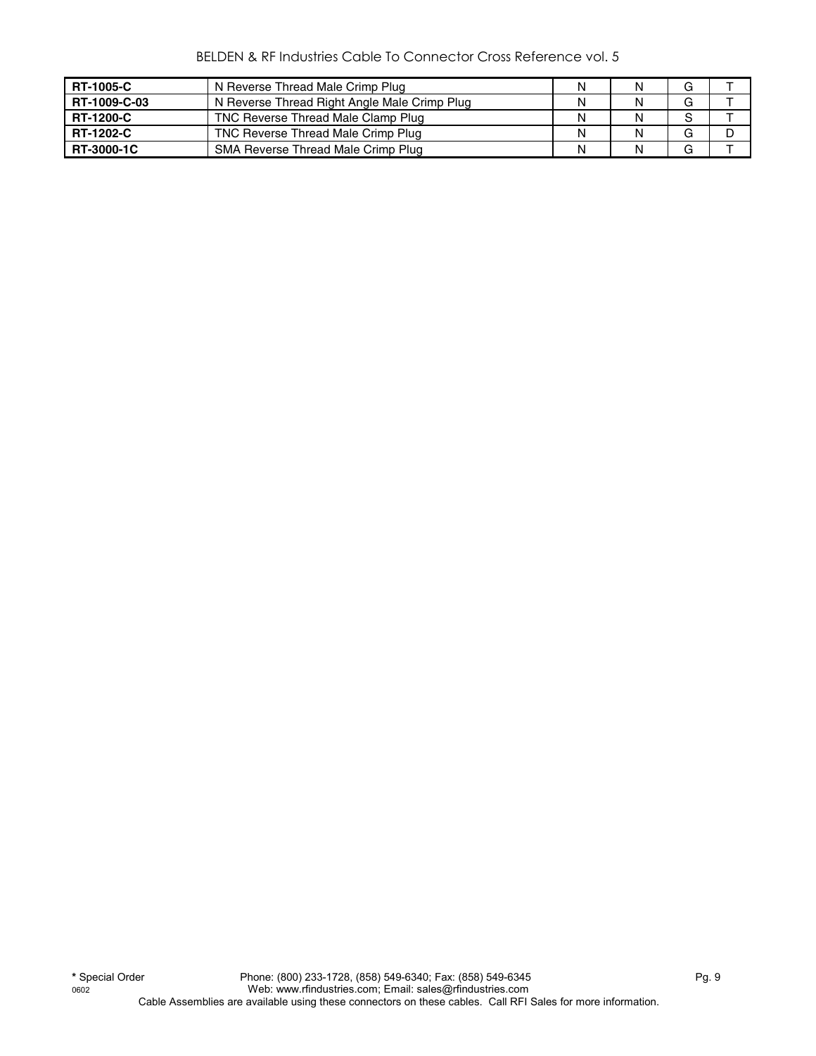| RT-1005-C | N Reverse Thread Male Crimp Plug | N | N | G | T |
|---|---|---|---|---|---|
| **RT-1009-C-03** | N Reverse Thread Right Angle Male Crimp Plug | N | N | G | T |
| **RT-1200-C** | TNC Reverse Thread Male Clamp Plug | N | N | S | T |
| **RT-1202-C** | TNC Reverse Thread Male Crimp Plug | N | N | G | D |
| **RT-3000-1C** | SMA Reverse Thread Male Crimp Plug | N | N | G | T |

* Special Order

0602

Phone: (800) 233-1728, (858) 549-6340; Fax: (858) 549-6345

Web: www.rfindustries.com; Email: sales@rfindustries.com

Cable Assemblies are available using these connectors on these cables. Call RFI Sales for more information.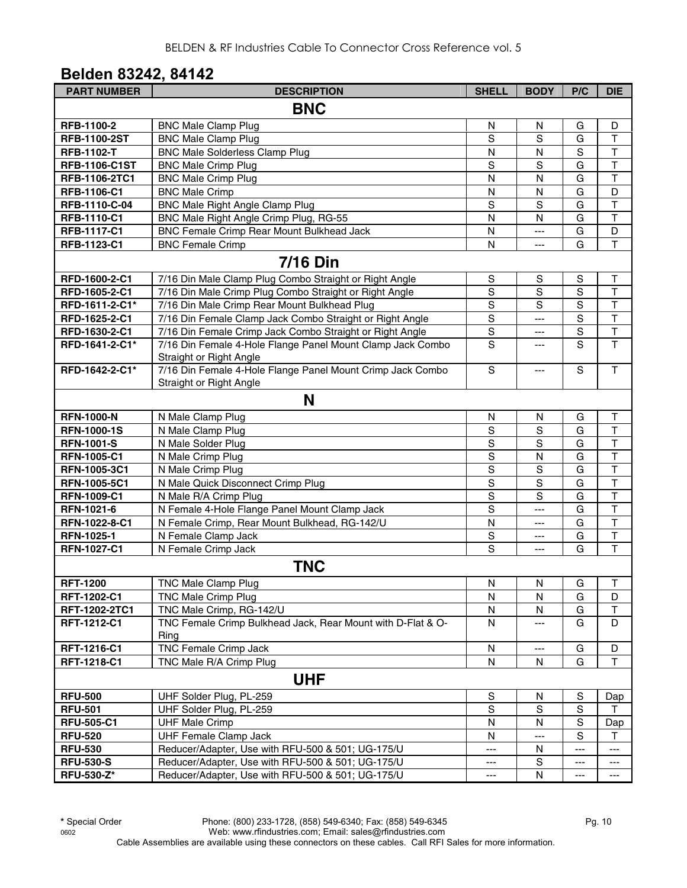## Belden 83242, 84142

| PART NUMBER | DESCRIPTION | SHELL | BODY | P/C | DIE |
|---|---|---|---|---|---|
| **BNC** | | | | | |
| **RFB-1100-2** | BNC Male Clamp Plug | N | N | G | D |
| **RFB-1100-2ST** | BNC Male Clamp Plug | S | S | G | T |
| **RFB-1102-T** | BNC Male Solderless Clamp Plug | N | N | S | T |
| **RFB-1106-C1ST** | BNC Male Crimp Plug | S | S | G | T |
| **RFB-1106-2TC1** | BNC Male Crimp Plug | N | N | G | T |
| **RFB-1106-C1** | BNC Male Crimp | N | N | G | D |
| **RFB-1110-C-04** | BNC Male Right Angle Clamp Plug | S | S | G | T |
| **RFB-1110-C1** | BNC Male Right Angle Crimp Plug, RG-55 | N | N | G | T |
| **RFB-1117-C1** | BNC Female Crimp Rear Mount Bulkhead Jack | N | --- | G | D |
| **RFB-1123-C1** | BNC Female Crimp | N | --- | G | T |
| **7/16 Din** | | | | | |
| **RFD-1600-2-C1** | 7/16 Din Male Clamp Plug Combo Straight or Right Angle | S | S | S | T |
| **RFD-1605-2-C1** | 7/16 Din Male Crimp Plug Combo Straight or Right Angle | S | S | S | T |
| **RFD-1611-2-C1*** | 7/16 Din Male Crimp Rear Mount Bulkhead Plug | S | S | S | T |
| **RFD-1625-2-C1** | 7/16 Din Female Clamp Jack Combo Straight or Right Angle | S | --- | S | T |
| **RFD-1630-2-C1** | 7/16 Din Female Crimp Jack Combo Straight or Right Angle | S | --- | S | T |
| **RFD-1641-2-C1*** | 7/16 Din Female 4-Hole Flange Panel Mount Clamp Jack Combo Straight or Right Angle | S | --- | S | T |
| **RFD-1642-2-C1*** | 7/16 Din Female 4-Hole Flange Panel Mount Crimp Jack Combo Straight or Right Angle | S | --- | S | T |
| **N** | | | | | |
| **RFN-1000-N** | N Male Clamp Plug | N | N | G | T |
| **RFN-1000-1S** | N Male Clamp Plug | S | S | G | T |
| **RFN-1001-S** | N Male Solder Plug | S | S | G | T |
| **RFN-1005-C1** | N Male Crimp Plug | S | N | G | T |
| **RFN-1005-3C1** | N Male Crimp Plug | S | S | G | T |
| **RFN-1005-5C1** | N Male Quick Disconnect Crimp Plug | S | S | G | T |
| **RFN-1009-C1** | N Male R/A Crimp Plug | S | S | G | T |
| **RFN-1021-6** | N Female 4-Hole Flange Panel Mount Clamp Jack | S | --- | G | T |
| **RFN-1022-8-C1** | N Female Crimp, Rear Mount Bulkhead, RG-142/U | N | --- | G | T |
| **RFN-1025-1** | N Female Clamp Jack | S | --- | G | T |
| **RFN-1027-C1** | N Female Crimp Jack | S | --- | G | T |
| **TNC** | | | | | |
| **RFT-1200** | TNC Male Clamp Plug | N | N | G | T |
| **RFT-1202-C1** | TNC Male Crimp Plug | N | N | G | D |
| **RFT-1202-2TC1** | TNC Male Crimp, RG-142/U | N | N | G | T |
| **RFT-1212-C1** | TNC Female Crimp Bulkhead Jack, Rear Mount with D-Flat & O-Ring | N | --- | G | D |
| **RFT-1216-C1** | TNC Female Crimp Jack | N | --- | G | D |
| **RFT-1218-C1** | TNC Male R/A Crimp Plug | N | N | G | T |
| **UHF** | | | | | |
| **RFU-500** | UHF Solder Plug, PL-259 | S | N | S | Dap |
| **RFU-501** | UHF Solder Plug, PL-259 | S | S | S | T |
| **RFU-505-C1** | UHF Male Crimp | N | N | S | Dap |
| **RFU-520** | UHF Female Clamp Jack | N | --- | S | T |
| **RFU-530** | Reducer/Adapter, Use with RFU-500 & 501; UG-175/U | --- | N | --- | --- |
| **RFU-530-S** | Reducer/Adapter, Use with RFU-500 & 501; UG-175/U | --- | S | --- | --- |
| **RFU-530-Z*** | Reducer/Adapter, Use with RFU-500 & 501; UG-175/U | --- | N | --- | --- |

**\*** Special Order Phone: (800) 233-1728, (858) 549-6340; Fax: (858) 549-6345
Web: www.rfindustries.com; Email: sales@rfindustries.com
Cable Assemblies are available using these connectors on these cables. Call RFI Sales for more information.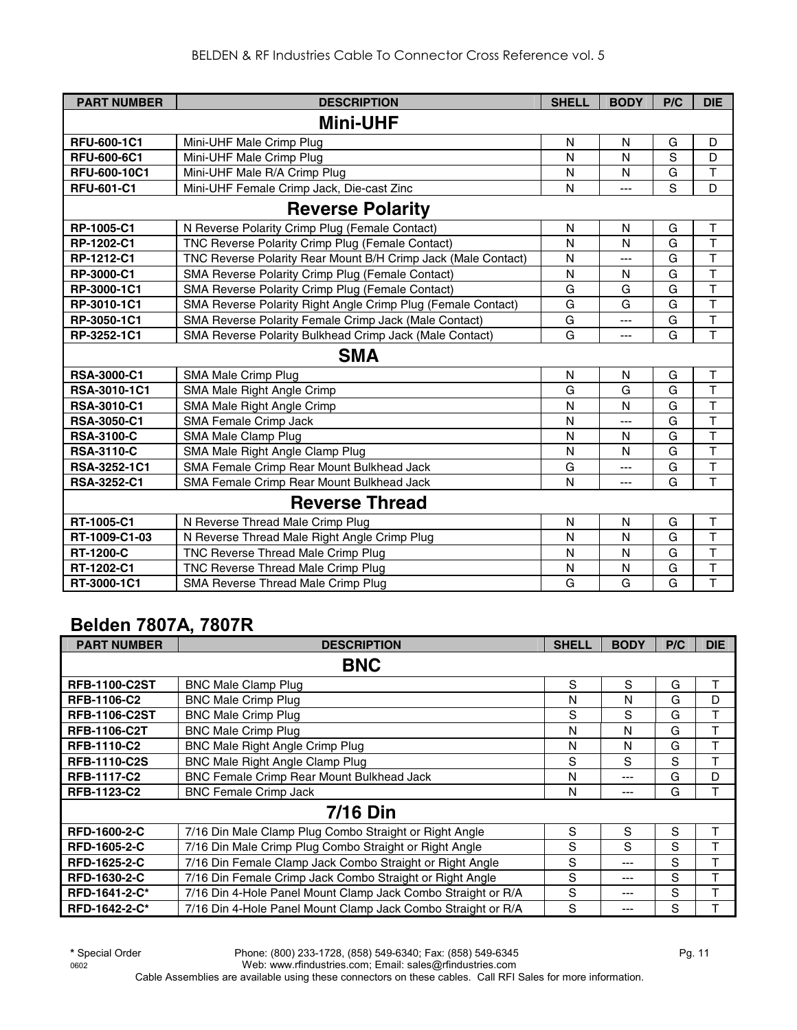| PART NUMBER | DESCRIPTION | SHELL | BODY | P/C | DIE |
|---|---|---|---|---|---|
| **Mini-UHF** | | | | | |
| **RFU-600-1C1** | Mini-UHF Male Crimp Plug | N | N | G | D |
| **RFU-600-6C1** | Mini-UHF Male Crimp Plug | N | N | S | D |
| **RFU-600-10C1** | Mini-UHF Male R/A Crimp Plug | N | N | G | T |
| **RFU-601-C1** | Mini-UHF Female Crimp Jack, Die-cast Zinc | N | --- | S | D |
| **Reverse Polarity** | | | | | |
| **RP-1005-C1** | N Reverse Polarity Crimp Plug (Female Contact) | N | N | G | T |
| **RP-1202-C1** | TNC Reverse Polarity Crimp Plug (Female Contact) | N | N | G | T |
| **RP-1212-C1** | TNC Reverse Polarity Rear Mount B/H Crimp Jack (Male Contact) | N | --- | G | T |
| **RP-3000-C1** | SMA Reverse Polarity Crimp Plug (Female Contact) | N | N | G | T |
| **RP-3000-1C1** | SMA Reverse Polarity Crimp Plug (Female Contact) | G | G | G | T |
| **RP-3010-1C1** | SMA Reverse Polarity Right Angle Crimp Plug (Female Contact) | G | G | G | T |
| **RP-3050-1C1** | SMA Reverse Polarity Female Crimp Jack (Male Contact) | G | --- | G | T |
| **RP-3252-1C1** | SMA Reverse Polarity Bulkhead Crimp Jack (Male Contact) | G | --- | G | T |
| **SMA** | | | | | |
| **RSA-3000-C1** | SMA Male Crimp Plug | N | N | G | T |
| **RSA-3010-1C1** | SMA Male Right Angle Crimp | G | G | G | T |
| **RSA-3010-C1** | SMA Male Right Angle Crimp | N | N | G | T |
| **RSA-3050-C1** | SMA Female Crimp Jack | N | --- | G | T |
| **RSA-3100-C** | SMA Male Clamp Plug | N | N | G | T |
| **RSA-3110-C** | SMA Male Right Angle Clamp Plug | N | N | G | T |
| **RSA-3252-1C1** | SMA Female Crimp Rear Mount Bulkhead Jack | G | --- | G | T |
| **RSA-3252-C1** | SMA Female Crimp Rear Mount Bulkhead Jack | N | --- | G | T |
| **Reverse Thread** | | | | | |
| **RT-1005-C1** | N Reverse Thread Male Crimp Plug | N | N | G | T |
| **RT-1009-C1-03** | N Reverse Thread Male Right Angle Crimp Plug | N | N | G | T |
| **RT-1200-C** | TNC Reverse Thread Male Crimp Plug | N | N | G | T |
| **RT-1202-C1** | TNC Reverse Thread Male Crimp Plug | N | N | G | T |
| **RT-3000-1C1** | SMA Reverse Thread Male Crimp Plug | G | G | G | T |

## Belden 7807A, 7807R

| PART NUMBER | DESCRIPTION | SHELL | BODY | P/C | DIE |
|---|---|---|---|---|---|
| **BNC** | | | | | |
| **RFB-1100-C2ST** | BNC Male Clamp Plug | S | S | G | T |
| **RFB-1106-C2** | BNC Male Crimp Plug | N | N | G | D |
| **RFB-1106-C2ST** | BNC Male Crimp Plug | S | S | G | T |
| **RFB-1106-C2T** | BNC Male Crimp Plug | N | N | G | T |
| **RFB-1110-C2** | BNC Male Right Angle Crimp Plug | N | N | G | T |
| **RFB-1110-C2S** | BNC Male Right Angle Clamp Plug | S | S | S | T |
| **RFB-1117-C2** | BNC Female Crimp Rear Mount Bulkhead Jack | N | --- | G | D |
| **RFB-1123-C2** | BNC Female Crimp Jack | N | --- | G | T |
| **7/16 Din** | | | | | |
| **RFD-1600-2-C** | 7/16 Din Male Clamp Plug Combo Straight or Right Angle | S | S | S | T |
| **RFD-1605-2-C** | 7/16 Din Male Crimp Plug Combo Straight or Right Angle | S | S | S | T |
| **RFD-1625-2-C** | 7/16 Din Female Clamp Jack Combo Straight or Right Angle | S | --- | S | T |
| **RFD-1630-2-C** | 7/16 Din Female Crimp Jack Combo Straight or Right Angle | S | --- | S | T |
| **RFD-1641-2-C*** | 7/16 Din 4-Hole Panel Mount Clamp Jack Combo Straight or R/A | S | --- | S | T |
| **RFD-1642-2-C*** | 7/16 Din 4-Hole Panel Mount Clamp Jack Combo Straight or R/A | S | --- | S | T |

**\*** Special Order    Phone: (800) 233-1728, (858) 549-6340; Fax: (858) 549-6345
0602    Web: www.rfindustries.com; Email: sales@rfindustries.com
Cable Assemblies are available using these connectors on these cables. Call RFI Sales for more information.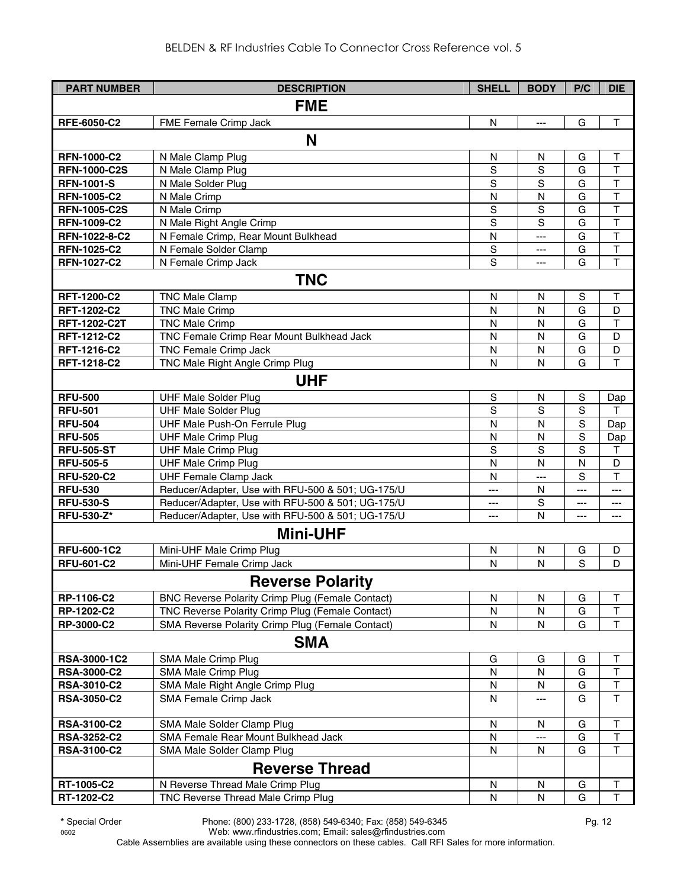# BELDEN & RF Industries Cable To Connector Cross Reference vol. 5

| PART NUMBER | DESCRIPTION | SHELL | BODY | P/C | DIE |
|---|---|---|---|---|---|
| | **FME** | | | | |
| RFE-6050-C2 | FME Female Crimp Jack | N | --- | G | T |
| | **N** | | | | |
| RFN-1000-C2 | N Male Clamp Plug | N | N | G | T |
| RFN-1000-C2S | N Male Clamp Plug | S | S | G | T |
| RFN-1001-S | N Male Solder Plug | S | S | G | T |
| RFN-1005-C2 | N Male Crimp | N | N | G | T |
| RFN-1005-C2S | N Male Crimp | S | S | G | T |
| RFN-1009-C2 | N Male Right Angle Crimp | S | S | G | T |
| RFN-1022-8-C2 | N Female Crimp, Rear Mount Bulkhead | N | --- | G | T |
| RFN-1025-C2 | N Female Solder Clamp | S | --- | G | T |
| RFN-1027-C2 | N Female Crimp Jack | S | --- | G | T |
| | **TNC** | | | | |
| RFT-1200-C2 | TNC Male Clamp | N | N | S | T |
| RFT-1202-C2 | TNC Male Crimp | N | N | G | D |
| RFT-1202-C2T | TNC Male Crimp | N | N | G | T |
| RFT-1212-C2 | TNC Female Crimp Rear Mount Bulkhead Jack | N | N | G | D |
| RFT-1216-C2 | TNC Female Crimp Jack | N | N | G | D |
| RFT-1218-C2 | TNC Male Right Angle Crimp Plug | N | N | G | T |
| | **UHF** | | | | |
| RFU-500 | UHF Male Solder Plug | S | N | S | Dap |
| RFU-501 | UHF Male Solder Plug | S | S | S | T |
| RFU-504 | UHF Male Push-On Ferrule Plug | N | N | S | Dap |
| RFU-505 | UHF Male Crimp Plug | N | N | S | Dap |
| RFU-505-ST | UHF Male Crimp Plug | S | S | S | T |
| RFU-505-5 | UHF Male Crimp Plug | N | N | N | D |
| RFU-520-C2 | UHF Female Clamp Jack | N | --- | S | T |
| RFU-530 | Reducer/Adapter, Use with RFU-500 & 501; UG-175/U | --- | N | --- | --- |
| RFU-530-S | Reducer/Adapter, Use with RFU-500 & 501; UG-175/U | --- | S | --- | --- |
| RFU-530-Z* | Reducer/Adapter, Use with RFU-500 & 501; UG-175/U | --- | N | --- | --- |
| | **Mini-UHF** | | | | |
| RFU-600-1C2 | Mini-UHF Male Crimp Plug | N | N | G | D |
| RFU-601-C2 | Mini-UHF Female Crimp Jack | N | N | S | D |
| | **Reverse Polarity** | | | | |
| RP-1106-C2 | BNC Reverse Polarity Crimp Plug (Female Contact) | N | N | G | T |
| RP-1202-C2 | TNC Reverse Polarity Crimp Plug (Female Contact) | N | N | G | T |
| RP-3000-C2 | SMA Reverse Polarity Crimp Plug (Female Contact) | N | N | G | T |
| | **SMA** | | | | |
| RSA-3000-1C2 | SMA Male Crimp Plug | G | G | G | T |
| RSA-3000-C2 | SMA Male Crimp Plug | N | N | G | T |
| RSA-3010-C2 | SMA Male Right Angle Crimp Plug | N | N | G | T |
| RSA-3050-C2 | SMA Female Crimp Jack | N | --- | G | T |
| RSA-3100-C2 | SMA Male Solder Clamp Plug | N | N | G | T |
| RSA-3252-C2 | SMA Female Rear Mount Bulkhead Jack | N | --- | G | T |
| RSA-3100-C2 | SMA Male Solder Clamp Plug | N | N | G | T |
| | **Reverse Thread** | | | | |
| RT-1005-C2 | N Reverse Thread Male Crimp Plug | N | N | G | T |
| RT-1202-C2 | TNC Reverse Thread Male Crimp Plug | N | N | G | T |

**\*** Special Order

0602

Phone: (800) 233-1728, (858) 549-6340; Fax: (858) 549-6345
Web: www.rfindustries.com; Email: sales@rfindustries.com

Cable Assemblies are available using these connectors on these cables. Call RFI Sales for more information.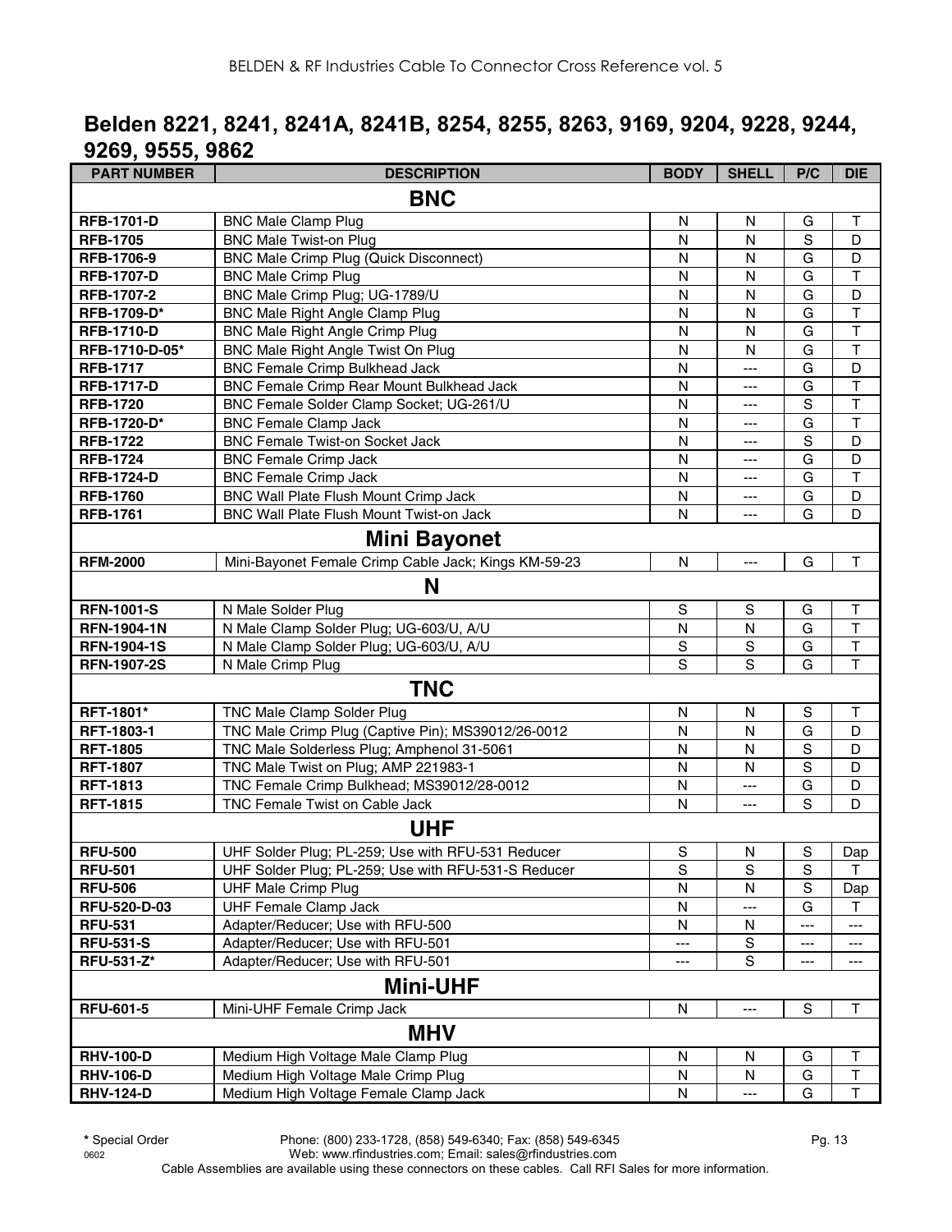## Belden 8221, 8241, 8241A, 8241B, 8254, 8255, 8263, 9169, 9204, 9228, 9244, 9269, 9555, 9862

| PART NUMBER | DESCRIPTION | BODY | SHELL | P/C | DIE |
|---|---|---|---|---|---|
| **BNC** | | | | | |
| **RFB-1701-D** | BNC Male Clamp Plug | N | N | G | T |
| **RFB-1705** | BNC Male Twist-on Plug | N | N | S | D |
| **RFB-1706-9** | BNC Male Crimp Plug (Quick Disconnect) | N | N | G | D |
| **RFB-1707-D** | BNC Male Crimp Plug | N | N | G | T |
| **RFB-1707-2** | BNC Male Crimp Plug; UG-1789/U | N | N | G | D |
| **RFB-1709-D*** | BNC Male Right Angle Clamp Plug | N | N | G | T |
| **RFB-1710-D** | BNC Male Right Angle Crimp Plug | N | N | G | T |
| **RFB-1710-D-05*** | BNC Male Right Angle Twist On Plug | N | N | G | T |
| **RFB-1717** | BNC Female Crimp Bulkhead Jack | N | --- | G | D |
| **RFB-1717-D** | BNC Female Crimp Rear Mount Bulkhead Jack | N | --- | G | T |
| **RFB-1720** | BNC Female Solder Clamp Socket; UG-261/U | N | --- | S | T |
| **RFB-1720-D*** | BNC Female Clamp Jack | N | --- | G | T |
| **RFB-1722** | BNC Female Twist-on Socket Jack | N | --- | S | D |
| **RFB-1724** | BNC Female Crimp Jack | N | --- | G | D |
| **RFB-1724-D** | BNC Female Crimp Jack | N | --- | G | T |
| **RFB-1760** | BNC Wall Plate Flush Mount Crimp Jack | N | --- | G | D |
| **RFB-1761** | BNC Wall Plate Flush Mount Twist-on Jack | N | --- | G | D |
| **Mini Bayonet** | | | | | |
| **RFM-2000** | Mini-Bayonet Female Crimp Cable Jack; Kings KM-59-23 | N | --- | G | T |
| **N** | | | | | |
| **RFN-1001-S** | N Male Solder Plug | S | S | G | T |
| **RFN-1904-1N** | N Male Clamp Solder Plug; UG-603/U, A/U | N | N | G | T |
| **RFN-1904-1S** | N Male Clamp Solder Plug; UG-603/U, A/U | S | S | G | T |
| **RFN-1907-2S** | N Male Crimp Plug | S | S | G | T |
| **TNC** | | | | | |
| **RFT-1801*** | TNC Male Clamp Solder Plug | N | N | S | T |
| **RFT-1803-1** | TNC Male Crimp Plug (Captive Pin); MS39012/26-0012 | N | N | G | D |
| **RFT-1805** | TNC Male Solderless Plug; Amphenol 31-5061 | N | N | S | D |
| **RFT-1807** | TNC Male Twist on Plug; AMP 221983-1 | N | N | S | D |
| **RFT-1813** | TNC Female Crimp Bulkhead; MS39012/28-0012 | N | --- | G | D |
| **RFT-1815** | TNC Female Twist on Cable Jack | N | --- | S | D |
| **UHF** | | | | | |
| **RFU-500** | UHF Solder Plug; PL-259; Use with RFU-531 Reducer | S | N | S | Dap |
| **RFU-501** | UHF Solder Plug; PL-259; Use with RFU-531-S Reducer | S | S | S | T |
| **RFU-506** | UHF Male Crimp Plug | N | N | S | Dap |
| **RFU-520-D-03** | UHF Female Clamp Jack | N | --- | G | T |
| **RFU-531** | Adapter/Reducer; Use with RFU-500 | N | N | --- | --- |
| **RFU-531-S** | Adapter/Reducer; Use with RFU-501 | --- | S | --- | --- |
| **RFU-531-Z*** | Adapter/Reducer; Use with RFU-501 | --- | S | --- | --- |
| **Mini-UHF** | | | | | |
| **RFU-601-5** | Mini-UHF Female Crimp Jack | N | --- | S | T |
| **MHV** | | | | | |
| **RHV-100-D** | Medium High Voltage Male Clamp Plug | N | N | G | T |
| **RHV-106-D** | Medium High Voltage Male Crimp Plug | N | N | G | T |
| **RHV-124-D** | Medium High Voltage Female Clamp Jack | N | --- | G | T |

**\*** Special Order

Phone: (800) 233-1728, (858) 549-6340; Fax: (858) 549-6345

Web: www.rfindustries.com; Email: sales@rfindustries.com

0602

Cable Assemblies are available using these connectors on these cables. Call RFI Sales for more information.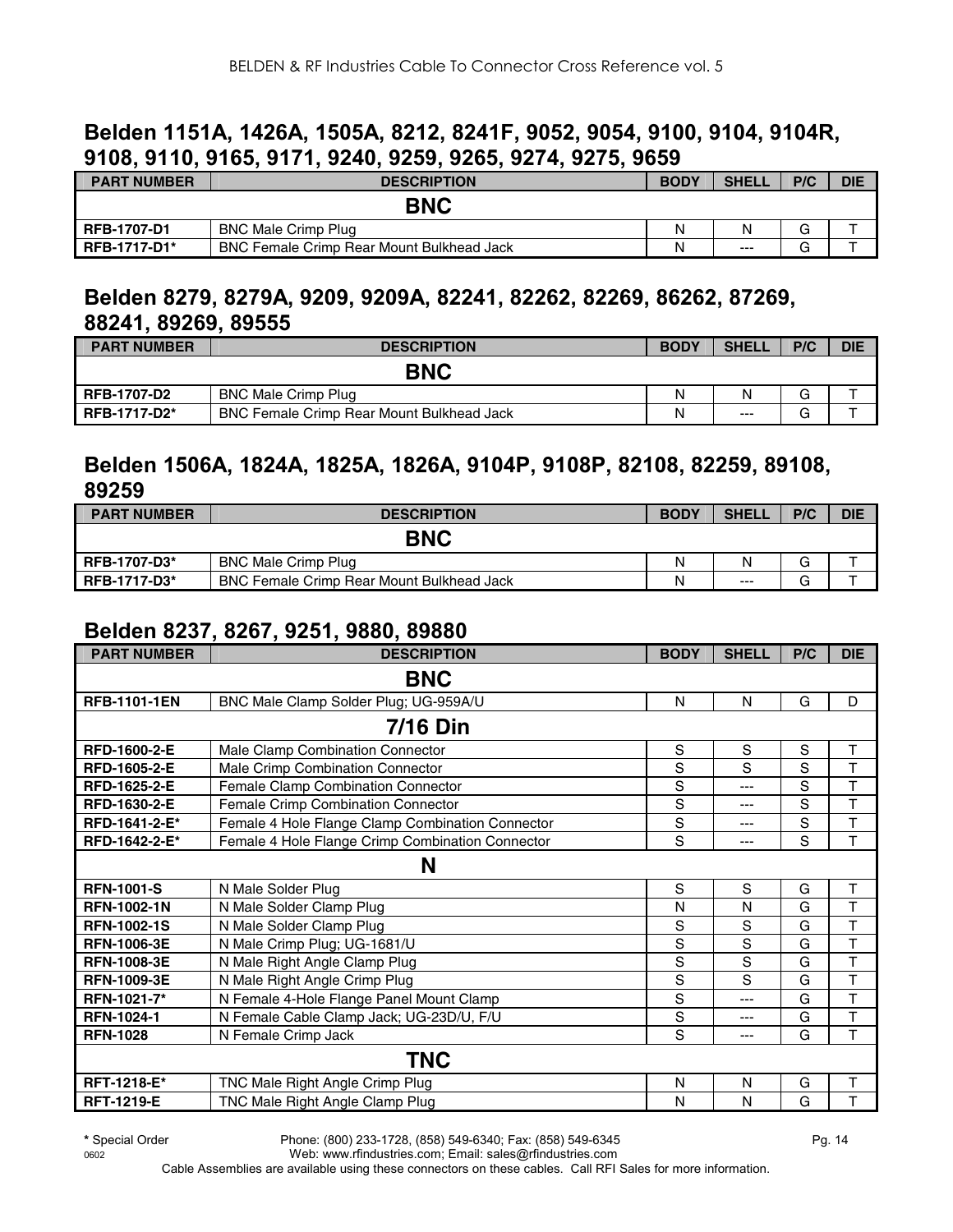## Belden 1151A, 1426A, 1505A, 8212, 8241F, 9052, 9054, 9100, 9104, 9104R, 9108, 9110, 9165, 9171, 9240, 9259, 9265, 9274, 9275, 9659

| PART NUMBER | DESCRIPTION | BODY | SHELL | P/C | DIE |
|---|---|---|---|---|---|
| | **BNC** | | | | |
| RFB-1707-D1 | BNC Male Crimp Plug | N | N | G | T |
| RFB-1717-D1* | BNC Female Crimp Rear Mount Bulkhead Jack | N | --- | G | T |

## Belden 8279, 8279A, 9209, 9209A, 82241, 82262, 82269, 86262, 87269, 88241, 89269, 89555

| PART NUMBER | DESCRIPTION | BODY | SHELL | P/C | DIE |
|---|---|---|---|---|---|
| | **BNC** | | | | |
| RFB-1707-D2 | BNC Male Crimp Plug | N | N | G | T |
| RFB-1717-D2* | BNC Female Crimp Rear Mount Bulkhead Jack | N | --- | G | T |

## Belden 1506A, 1824A, 1825A, 1826A, 9104P, 9108P, 82108, 82259, 89108, 89259

| PART NUMBER | DESCRIPTION | BODY | SHELL | P/C | DIE |
|---|---|---|---|---|---|
| | **BNC** | | | | |
| RFB-1707-D3* | BNC Male Crimp Plug | N | N | G | T |
| RFB-1717-D3* | BNC Female Crimp Rear Mount Bulkhead Jack | N | --- | G | T |

## Belden 8237, 8267, 9251, 9880, 89880

| PART NUMBER | DESCRIPTION | BODY | SHELL | P/C | DIE |
|---|---|---|---|---|---|
| | **BNC** | | | | |
| RFB-1101-1EN | BNC Male Clamp Solder Plug; UG-959A/U | N | N | G | D |
| | **7/16 Din** | | | | |
| RFD-1600-2-E | Male Clamp Combination Connector | S | S | S | T |
| RFD-1605-2-E | Male Crimp Combination Connector | S | S | S | T |
| RFD-1625-2-E | Female Clamp Combination Connector | S | --- | S | T |
| RFD-1630-2-E | Female Crimp Combination Connector | S | --- | S | T |
| RFD-1641-2-E* | Female 4 Hole Flange Clamp Combination Connector | S | --- | S | T |
| RFD-1642-2-E* | Female 4 Hole Flange Crimp Combination Connector | S | --- | S | T |
| | **N** | | | | |
| RFN-1001-S | N Male Solder Plug | S | S | G | T |
| RFN-1002-1N | N Male Solder Clamp Plug | N | N | G | T |
| RFN-1002-1S | N Male Solder Clamp Plug | S | S | G | T |
| RFN-1006-3E | N Male Crimp Plug; UG-1681/U | S | S | G | T |
| RFN-1008-3E | N Male Right Angle Clamp Plug | S | S | G | T |
| RFN-1009-3E | N Male Right Angle Crimp Plug | S | S | G | T |
| RFN-1021-7* | N Female 4-Hole Flange Panel Mount Clamp | S | --- | G | T |
| RFN-1024-1 | N Female Cable Clamp Jack; UG-23D/U, F/U | S | --- | G | T |
| RFN-1028 | N Female Crimp Jack | S | --- | G | T |
| | **TNC** | | | | |
| RFT-1218-E* | TNC Male Right Angle Crimp Plug | N | N | G | T |
| RFT-1219-E | TNC Male Right Angle Clamp Plug | N | N | G | T |

**\*** Special Order Phone: (800) 233-1728, (858) 549-6340; Fax: (858) 549-6345
Web: www.rfindustries.com; Email: sales@rfindustries.com
Cable Assemblies are available using these connectors on these cables. Call RFI Sales for more information.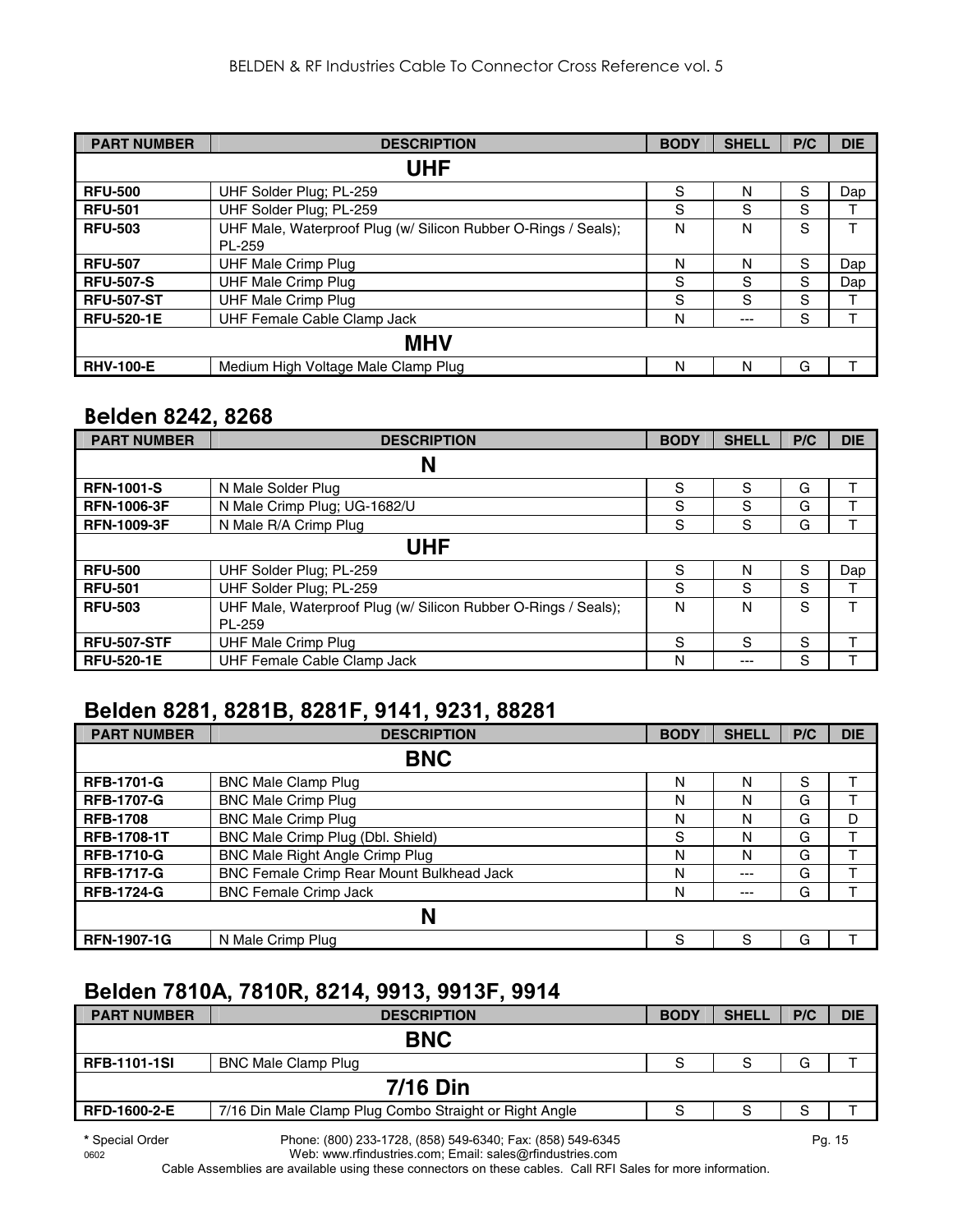| PART NUMBER | DESCRIPTION | BODY | SHELL | P/C | DIE |
|---|---|---|---|---|---|
| | **UHF** | | | | |
| **RFU-500** | UHF Solder Plug; PL-259 | S | N | S | Dap |
| **RFU-501** | UHF Solder Plug; PL-259 | S | S | S | T |
| **RFU-503** | UHF Male, Waterproof Plug (w/ Silicon Rubber O-Rings / Seals); PL-259 | N | N | S | T |
| **RFU-507** | UHF Male Crimp Plug | N | N | S | Dap |
| **RFU-507-S** | UHF Male Crimp Plug | S | S | S | Dap |
| **RFU-507-ST** | UHF Male Crimp Plug | S | S | S | T |
| **RFU-520-1E** | UHF Female Cable Clamp Jack | N | --- | S | T |
| | **MHV** | | | | |
| **RHV-100-E** | Medium High Voltage Male Clamp Plug | N | N | G | T |

## Belden 8242, 8268

| PART NUMBER | DESCRIPTION | BODY | SHELL | P/C | DIE |
|---|---|---|---|---|---|
| | **N** | | | | |
| **RFN-1001-S** | N Male Solder Plug | S | S | G | T |
| **RFN-1006-3F** | N Male Crimp Plug; UG-1682/U | S | S | G | T |
| **RFN-1009-3F** | N Male R/A Crimp Plug | S | S | G | T |
| | **UHF** | | | | |
| **RFU-500** | UHF Solder Plug; PL-259 | S | N | S | Dap |
| **RFU-501** | UHF Solder Plug; PL-259 | S | S | S | T |
| **RFU-503** | UHF Male, Waterproof Plug (w/ Silicon Rubber O-Rings / Seals); PL-259 | N | N | S | T |
| **RFU-507-STF** | UHF Male Crimp Plug | S | S | S | T |
| **RFU-520-1E** | UHF Female Cable Clamp Jack | N | --- | S | T |

## Belden 8281, 8281B, 8281F, 9141, 9231, 88281

| PART NUMBER | DESCRIPTION | BODY | SHELL | P/C | DIE |
|---|---|---|---|---|---|
| | **BNC** | | | | |
| **RFB-1701-G** | BNC Male Clamp Plug | N | N | S | T |
| **RFB-1707-G** | BNC Male Crimp Plug | N | N | G | T |
| **RFB-1708** | BNC Male Crimp Plug | N | N | G | D |
| **RFB-1708-1T** | BNC Male Crimp Plug (Dbl. Shield) | S | N | G | T |
| **RFB-1710-G** | BNC Male Right Angle Crimp Plug | N | N | G | T |
| **RFB-1717-G** | BNC Female Crimp Rear Mount Bulkhead Jack | N | --- | G | T |
| **RFB-1724-G** | BNC Female Crimp Jack | N | --- | G | T |
| | **N** | | | | |
| **RFN-1907-1G** | N Male Crimp Plug | S | S | G | T |

## Belden 7810A, 7810R, 8214, 9913, 9913F, 9914

| PART NUMBER | DESCRIPTION | BODY | SHELL | P/C | DIE |
|---|---|---|---|---|---|
| | **BNC** | | | | |
| **RFB-1101-1SI** | BNC Male Clamp Plug | S | S | G | T |
| | **7/16 Din** | | | | |
| **RFD-1600-2-E** | 7/16 Din Male Clamp Plug Combo Straight or Right Angle | S | S | S | T |

* Special Order

Phone: (800) 233-1728, (858) 549-6340; Fax: (858) 549-6345

Web: www.rfindustries.com; Email: sales@rfindustries.com

Cable Assemblies are available using these connectors on these cables. Call RFI Sales for more information.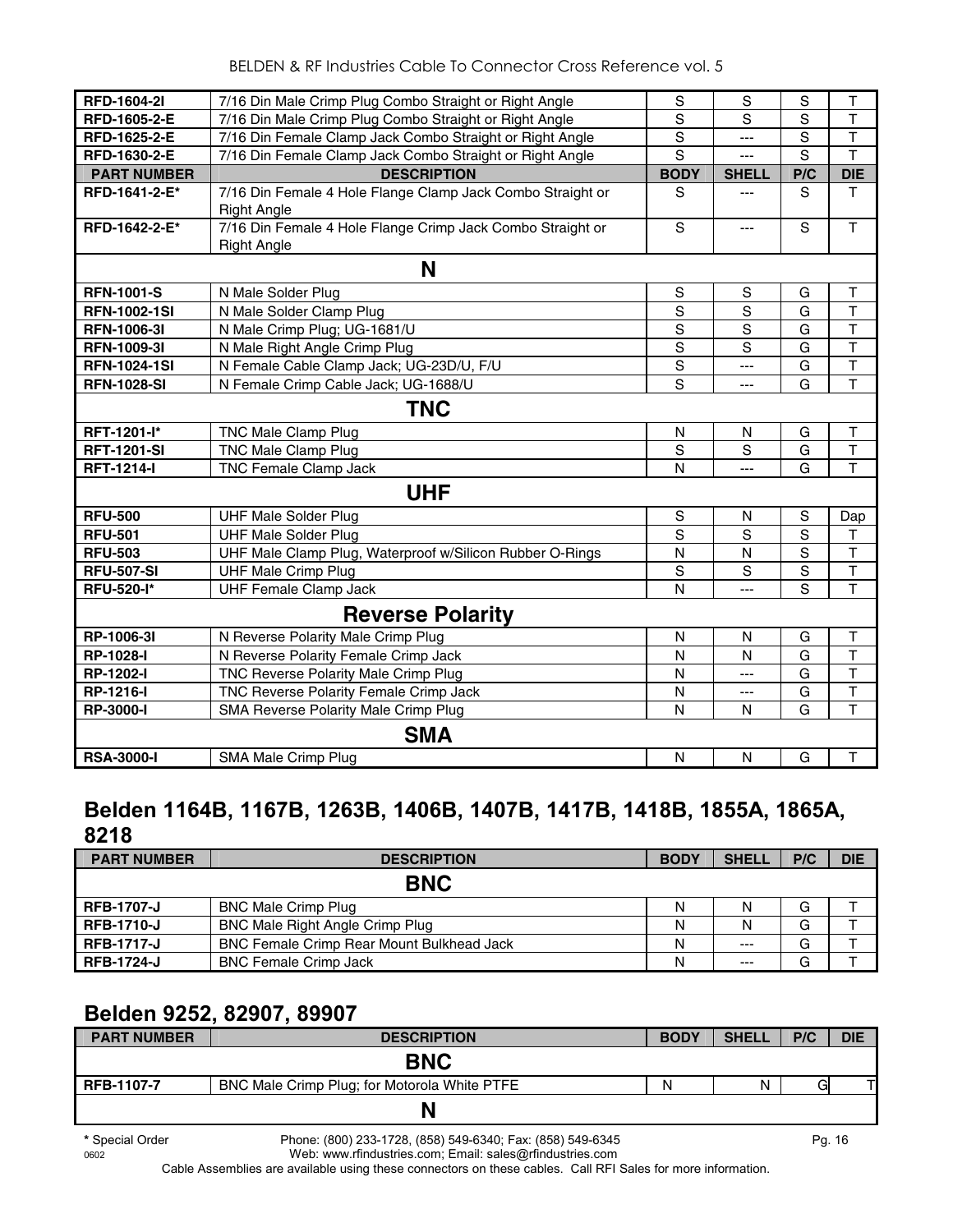| PART NUMBER | DESCRIPTION | BODY | SHELL | P/C | DIE |
|---|---|---|---|---|---|
| **RFD-1604-2I** | 7/16 Din Male Crimp Plug Combo Straight or Right Angle | S | S | S | T |
| **RFD-1605-2-E** | 7/16 Din Male Crimp Plug Combo Straight or Right Angle | S | S | S | T |
| **RFD-1625-2-E** | 7/16 Din Female Clamp Jack Combo Straight or Right Angle | S | --- | S | T |
| **RFD-1630-2-E** | 7/16 Din Female Clamp Jack Combo Straight or Right Angle | S | --- | S | T |
| **PART NUMBER** | **DESCRIPTION** | **BODY** | **SHELL** | **P/C** | **DIE** |
| **RFD-1641-2-E*** | 7/16 Din Female 4 Hole Flange Clamp Jack Combo Straight or Right Angle | S | --- | S | T |
| **RFD-1642-2-E*** | 7/16 Din Female 4 Hole Flange Crimp Jack Combo Straight or Right Angle | S | --- | S | T |
| | **N** | | | | |
| **RFN-1001-S** | N Male Solder Plug | S | S | G | T |
| **RFN-1002-1SI** | N Male Solder Clamp Plug | S | S | G | T |
| **RFN-1006-3I** | N Male Crimp Plug; UG-1681/U | S | S | G | T |
| **RFN-1009-3I** | N Male Right Angle Crimp Plug | S | S | G | T |
| **RFN-1024-1SI** | N Female Cable Clamp Jack; UG-23D/U, F/U | S | --- | G | T |
| **RFN-1028-SI** | N Female Crimp Cable Jack; UG-1688/U | S | --- | G | T |
| | **TNC** | | | | |
| **RFT-1201-I*** | TNC Male Clamp Plug | N | N | G | T |
| **RFT-1201-SI** | TNC Male Clamp Plug | S | S | G | T |
| **RFT-1214-I** | TNC Female Clamp Jack | N | --- | G | T |
| | **UHF** | | | | |
| **RFU-500** | UHF Male Solder Plug | S | N | S | Dap |
| **RFU-501** | UHF Male Solder Plug | S | S | S | T |
| **RFU-503** | UHF Male Clamp Plug, Waterproof w/Silicon Rubber O-Rings | N | N | S | T |
| **RFU-507-SI** | UHF Male Crimp Plug | S | S | S | T |
| **RFU-520-I*** | UHF Female Clamp Jack | N | --- | S | T |
| | **Reverse Polarity** | | | | |
| **RP-1006-3I** | N Reverse Polarity Male Crimp Plug | N | N | G | T |
| **RP-1028-I** | N Reverse Polarity Female Crimp Jack | N | N | G | T |
| **RP-1202-I** | TNC Reverse Polarity Male Crimp Plug | N | --- | G | T |
| **RP-1216-I** | TNC Reverse Polarity Female Crimp Jack | N | --- | G | T |
| **RP-3000-I** | SMA Reverse Polarity Male Crimp Plug | N | N | G | T |
| | **SMA** | | | | |
| **RSA-3000-I** | SMA Male Crimp Plug | N | N | G | T |

## Belden 1164B, 1167B, 1263B, 1406B, 1407B, 1417B, 1418B, 1855A, 1865A, 8218

| PART NUMBER | DESCRIPTION | BODY | SHELL | P/C | DIE |
|---|---|---|---|---|---|
| | **BNC** | | | | |
| **RFB-1707-J** | BNC Male Crimp Plug | N | N | G | T |
| **RFB-1710-J** | BNC Male Right Angle Crimp Plug | N | N | G | T |
| **RFB-1717-J** | BNC Female Crimp Rear Mount Bulkhead Jack | N | --- | G | T |
| **RFB-1724-J** | BNC Female Crimp Jack | N | --- | G | T |

## Belden 9252, 82907, 89907

| PART NUMBER | DESCRIPTION | BODY | SHELL | P/C | DIE |
|---|---|---|---|---|---|
| | **BNC** | | | | |
| **RFB-1107-7** | BNC Male Crimp Plug; for Motorola White PTFE | N | N | G | T |
| | **N** | | | | |

**\*** Special Order

Phone: (800) 233-1728, (858) 549-6340; Fax: (858) 549-6345
Web: www.rfindustries.com; Email: sales@rfindustries.com

0602

Cable Assemblies are available using these connectors on these cables. Call RFI Sales for more information.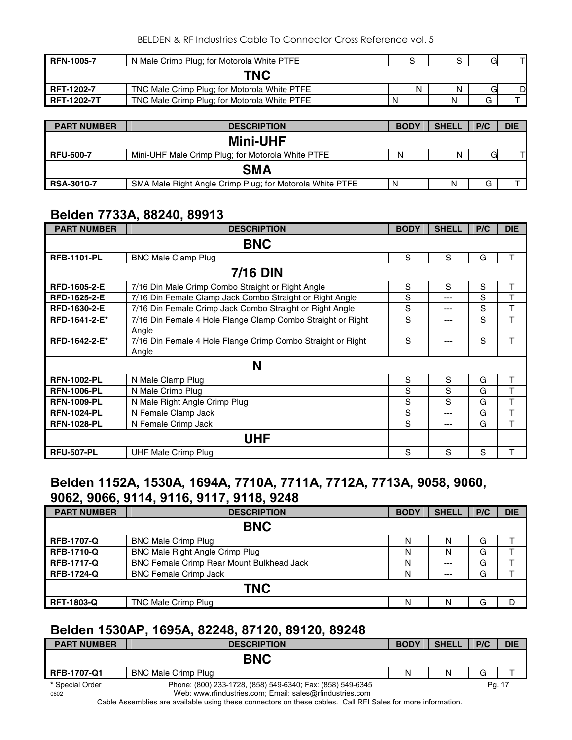| RFN-1005-7 | N Male Crimp Plug; for Motorola White PTFE | S | S | G | T |
|---|---|---|---|---|---|
| | **TNC** | | | | |
| RFT-1202-7 | TNC Male Crimp Plug; for Motorola White PTFE | N | N | G | D |
| RFT-1202-7T | TNC Male Crimp Plug; for Motorola White PTFE | N | N | G | T |

| PART NUMBER | DESCRIPTION | BODY | SHELL | P/C | DIE |
|---|---|---|---|---|---|
| | **Mini-UHF** | | | | |
| RFU-600-7 | Mini-UHF Male Crimp Plug; for Motorola White PTFE | N | N | G | T |
| | **SMA** | | | | |
| RSA-3010-7 | SMA Male Right Angle Crimp Plug; for Motorola White PTFE | N | N | G | T |

## Belden 7733A, 88240, 89913

| PART NUMBER | DESCRIPTION | BODY | SHELL | P/C | DIE |
|---|---|---|---|---|---|
| | **BNC** | | | | |
| RFB-1101-PL | BNC Male Clamp Plug | S | S | G | T |
| | **7/16 DIN** | | | | |
| RFD-1605-2-E | 7/16 Din Male Crimp Combo Straight or Right Angle | S | S | S | T |
| RFD-1625-2-E | 7/16 Din Female Clamp Jack Combo Straight or Right Angle | S | --- | S | T |
| RFD-1630-2-E | 7/16 Din Female Crimp Jack Combo Straight or Right Angle | S | --- | S | T |
| RFD-1641-2-E* | 7/16 Din Female 4 Hole Flange Clamp Combo Straight or Right Angle | S | --- | S | T |
| RFD-1642-2-E* | 7/16 Din Female 4 Hole Flange Crimp Combo Straight or Right Angle | S | --- | S | T |
| | **N** | | | | |
| RFN-1002-PL | N Male Clamp Plug | S | S | G | T |
| RFN-1006-PL | N Male Crimp Plug | S | S | G | T |
| RFN-1009-PL | N Male Right Angle Crimp Plug | S | S | G | T |
| RFN-1024-PL | N Female Clamp Jack | S | --- | G | T |
| RFN-1028-PL | N Female Crimp Jack | S | --- | G | T |
| | **UHF** | | | | |
| RFU-507-PL | UHF Male Crimp Plug | S | S | S | T |

## Belden 1152A, 1530A, 1694A, 7710A, 7711A, 7712A, 7713A, 9058, 9060, 9062, 9066, 9114, 9116, 9117, 9118, 9248

| PART NUMBER | DESCRIPTION | BODY | SHELL | P/C | DIE |
|---|---|---|---|---|---|
| | **BNC** | | | | |
| RFB-1707-Q | BNC Male Crimp Plug | N | N | G | T |
| RFB-1710-Q | BNC Male Right Angle Crimp Plug | N | N | G | T |
| RFB-1717-Q | BNC Female Crimp Rear Mount Bulkhead Jack | N | --- | G | T |
| RFB-1724-Q | BNC Female Crimp Jack | N | --- | G | T |
| | **TNC** | | | | |
| RFT-1803-Q | TNC Male Crimp Plug | N | N | G | D |

## Belden 1530AP, 1695A, 82248, 87120, 89120, 89248

| PART NUMBER | DESCRIPTION | BODY | SHELL | P/C | DIE |
|---|---|---|---|---|---|
| | **BNC** | | | | |
| RFB-1707-Q1 | BNC Male Crimp Plug | N | N | G | T |

* Special Order

Phone: (800) 233-1728, (858) 549-6340; Fax: (858) 549-6345
Web: www.rfindustries.com; Email: sales@rfindustries.com

Cable Assemblies are available using these connectors on these cables. Call RFI Sales for more information.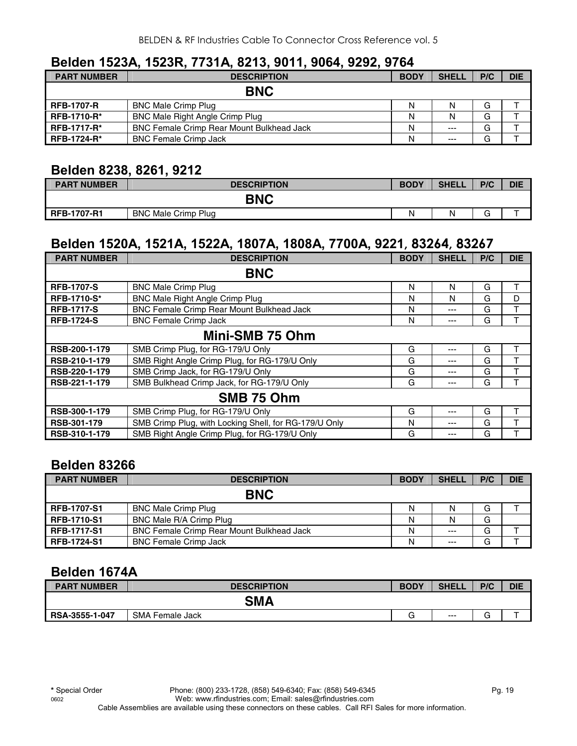## Belden 1523A, 1523R, 7731A, 8213, 9011, 9064, 9292, 9764

| PART NUMBER | DESCRIPTION | BODY | SHELL | P/C | DIE |
|---|---|---|---|---|---|
| | **BNC** | | | | |
| RFB-1707-R | BNC Male Crimp Plug | N | N | G | T |
| RFB-1710-R* | BNC Male Right Angle Crimp Plug | N | N | G | T |
| RFB-1717-R* | BNC Female Crimp Rear Mount Bulkhead Jack | N | --- | G | T |
| RFB-1724-R* | BNC Female Crimp Jack | N | --- | G | T |

## Belden 8238, 8261, 9212

| PART NUMBER | DESCRIPTION | BODY | SHELL | P/C | DIE |
|---|---|---|---|---|---|
| | **BNC** | | | | |
| RFB-1707-R1 | BNC Male Crimp Plug | N | N | G | T |

## Belden 1520A, 1521A, 1522A, 1807A, 1808A, 7700A, 9221, 83264, 83267

| PART NUMBER | DESCRIPTION | BODY | SHELL | P/C | DIE |
|---|---|---|---|---|---|
| | **BNC** | | | | |
| RFB-1707-S | BNC Male Crimp Plug | N | N | G | T |
| RFB-1710-S* | BNC Male Right Angle Crimp Plug | N | N | G | D |
| RFB-1717-S | BNC Female Crimp Rear Mount Bulkhead Jack | N | --- | G | T |
| RFB-1724-S | BNC Female Crimp Jack | N | --- | G | T |
| | **Mini-SMB 75 Ohm** | | | | |
| RSB-200-1-179 | SMB Crimp Plug, for RG-179/U Only | G | --- | G | T |
| RSB-210-1-179 | SMB Right Angle Crimp Plug, for RG-179/U Only | G | --- | G | T |
| RSB-220-1-179 | SMB Crimp Jack, for RG-179/U Only | G | --- | G | T |
| RSB-221-1-179 | SMB Bulkhead Crimp Jack, for RG-179/U Only | G | --- | G | T |
| | **SMB 75 Ohm** | | | | |
| RSB-300-1-179 | SMB Crimp Plug, for RG-179/U Only | G | --- | G | T |
| RSB-301-179 | SMB Crimp Plug, with Locking Shell, for RG-179/U Only | N | --- | G | T |
| RSB-310-1-179 | SMB Right Angle Crimp Plug, for RG-179/U Only | G | --- | G | T |

## Belden 83266

| PART NUMBER | DESCRIPTION | BODY | SHELL | P/C | DIE |
|---|---|---|---|---|---|
| | **BNC** | | | | |
| RFB-1707-S1 | BNC Male Crimp Plug | N | N | G | T |
| RFB-1710-S1 | BNC Male R/A Crimp Plug | N | N | G | |
| RFB-1717-S1 | BNC Female Crimp Rear Mount Bulkhead Jack | N | --- | G | T |
| RFB-1724-S1 | BNC Female Crimp Jack | N | --- | G | T |

## Belden 1674A

| PART NUMBER | DESCRIPTION | BODY | SHELL | P/C | DIE |
|---|---|---|---|---|---|
| | **SMA** | | | | |
| RSA-3555-1-047 | SMA Female Jack | G | --- | G | T |

* Special Order
0602
Phone: (800) 233-1728, (858) 549-6340; Fax: (858) 549-6345
Web: www.rfindustries.com; Email: sales@rfindustries.com
Cable Assemblies are available using these connectors on these cables. Call RFI Sales for more information.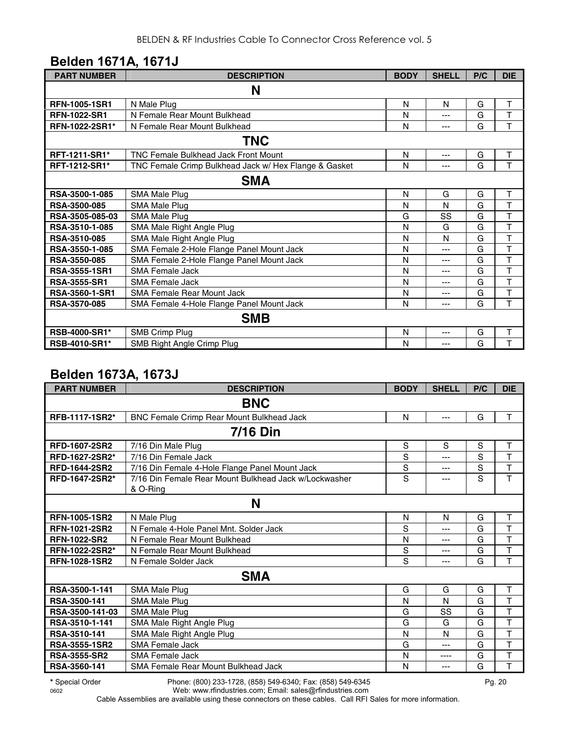## Belden 1671A, 1671J

| PART NUMBER | DESCRIPTION | BODY | SHELL | P/C | DIE |
|---|---|---|---|---|---|
| **N** | | | | | |
| RFN-1005-1SR1 | N Male Plug | N | N | G | T |
| RFN-1022-SR1 | N Female Rear Mount Bulkhead | N | --- | G | T |
| RFN-1022-2SR1* | N Female Rear Mount Bulkhead | N | --- | G | T |
| **TNC** | | | | | |
| RFT-1211-SR1* | TNC Female Bulkhead Jack Front Mount | N | --- | G | T |
| RFT-1212-SR1* | TNC Female Crimp Bulkhead Jack w/ Hex Flange & Gasket | N | --- | G | T |
| **SMA** | | | | | |
| RSA-3500-1-085 | SMA Male Plug | N | G | G | T |
| RSA-3500-085 | SMA Male Plug | N | N | G | T |
| RSA-3505-085-03 | SMA Male Plug | G | SS | G | T |
| RSA-3510-1-085 | SMA Male Right Angle Plug | N | G | G | T |
| RSA-3510-085 | SMA Male Right Angle Plug | N | N | G | T |
| RSA-3550-1-085 | SMA Female 2-Hole Flange Panel Mount Jack | N | --- | G | T |
| RSA-3550-085 | SMA Female 2-Hole Flange Panel Mount Jack | N | --- | G | T |
| RSA-3555-1SR1 | SMA Female Jack | N | --- | G | T |
| RSA-3555-SR1 | SMA Female Jack | N | --- | G | T |
| RSA-3560-1-SR1 | SMA Female Rear Mount Jack | N | --- | G | T |
| RSA-3570-085 | SMA Female 4-Hole Flange Panel Mount Jack | N | --- | G | T |
| **SMB** | | | | | |
| RSB-4000-SR1* | SMB Crimp Plug | N | --- | G | T |
| RSB-4010-SR1* | SMB Right Angle Crimp Plug | N | --- | G | T |

## Belden 1673A, 1673J

| PART NUMBER | DESCRIPTION | BODY | SHELL | P/C | DIE |
|---|---|---|---|---|---|
| **BNC** | | | | | |
| RFB-1117-1SR2* | BNC Female Crimp Rear Mount Bulkhead Jack | N | --- | G | T |
| **7/16 Din** | | | | | |
| RFD-1607-2SR2 | 7/16 Din Male Plug | S | S | S | T |
| RFD-1627-2SR2* | 7/16 Din Female Jack | S | --- | S | T |
| RFD-1644-2SR2 | 7/16 Din Female 4-Hole Flange Panel Mount Jack | S | --- | S | T |
| RFD-1647-2SR2* | 7/16 Din Female Rear Mount Bulkhead Jack w/Lockwasher & O-Ring | S | --- | S | T |
| **N** | | | | | |
| RFN-1005-1SR2 | N Male Plug | N | N | G | T |
| RFN-1021-2SR2 | N Female 4-Hole Panel Mnt. Solder Jack | S | --- | G | T |
| RFN-1022-SR2 | N Female Rear Mount Bulkhead | N | --- | G | T |
| RFN-1022-2SR2* | N Female Rear Mount Bulkhead | S | --- | G | T |
| RFN-1028-1SR2 | N Female Solder Jack | S | --- | G | T |
| **SMA** | | | | | |
| RSA-3500-1-141 | SMA Male Plug | G | G | G | T |
| RSA-3500-141 | SMA Male Plug | N | N | G | T |
| RSA-3500-141-03 | SMA Male Plug | G | SS | G | T |
| RSA-3510-1-141 | SMA Male Right Angle Plug | G | G | G | T |
| RSA-3510-141 | SMA Male Right Angle Plug | N | N | G | T |
| RSA-3555-1SR2 | SMA Female Jack | G | --- | G | T |
| RSA-3555-SR2 | SMA Female Jack | N | ---- | G | T |
| RSA-3560-141 | SMA Female Rear Mount Bulkhead Jack | N | --- | G | T |

**\*** Special Order

Phone: (800) 233-1728, (858) 549-6340; Fax: (858) 549-6345
Web: www.rfindustries.com; Email: sales@rfindustries.com

Cable Assemblies are available using these connectors on these cables. Call RFI Sales for more information.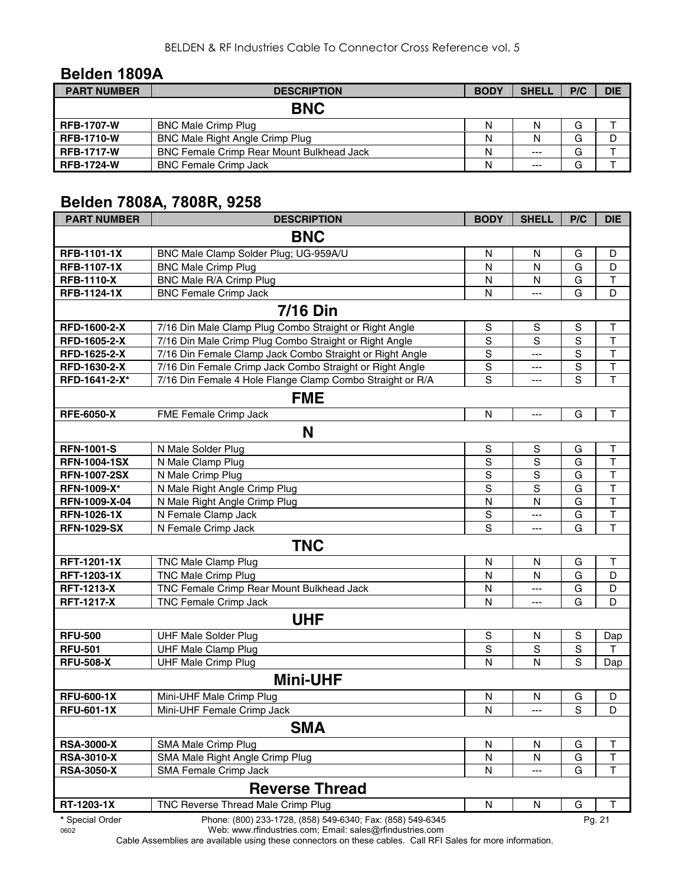## Belden 1809A

| PART NUMBER | DESCRIPTION | BODY | SHELL | P/C | DIE |
|---|---|---|---|---|---|
| | **BNC** | | | | |
| **RFB-1707-W** | BNC Male Crimp Plug | N | N | G | T |
| **RFB-1710-W** | BNC Male Right Angle Crimp Plug | N | N | G | D |
| **RFB-1717-W** | BNC Female Crimp Rear Mount Bulkhead Jack | N | --- | G | T |
| **RFB-1724-W** | BNC Female Crimp Jack | N | --- | G | T |

## Belden 7808A, 7808R, 9258

| PART NUMBER | DESCRIPTION | BODY | SHELL | P/C | DIE |
|---|---|---|---|---|---|
| | **BNC** | | | | |
| **RFB-1101-1X** | BNC Male Clamp Solder Plug; UG-959A/U | N | N | G | D |
| **RFB-1107-1X** | BNC Male Crimp Plug | N | N | G | D |
| **RFB-1110-X** | BNC Male R/A Crimp Plug | N | N | G | T |
| **RFB-1124-1X** | BNC Female Crimp Jack | N | --- | G | D |
| | **7/16 Din** | | | | |
| **RFD-1600-2-X** | 7/16 Din Male Clamp Plug Combo Straight or Right Angle | S | S | S | T |
| **RFD-1605-2-X** | 7/16 Din Male Crimp Plug Combo Straight or Right Angle | S | S | S | T |
| **RFD-1625-2-X** | 7/16 Din Female Clamp Jack Combo Straight or Right Angle | S | --- | S | T |
| **RFD-1630-2-X** | 7/16 Din Female Crimp Jack Combo Straight or Right Angle | S | --- | S | T |
| **RFD-1641-2-X*** | 7/16 Din Female 4 Hole Flange Clamp Combo Straight or R/A | S | --- | S | T |
| | **FME** | | | | |
| **RFE-6050-X** | FME Female Crimp Jack | N | --- | G | T |
| | **N** | | | | |
| **RFN-1001-S** | N Male Solder Plug | S | S | G | T |
| **RFN-1004-1SX** | N Male Clamp Plug | S | S | G | T |
| **RFN-1007-2SX** | N Male Crimp Plug | S | S | G | T |
| **RFN-1009-X*** | N Male Right Angle Crimp Plug | S | S | G | T |
| **RFN-1009-X-04** | N Male Right Angle Crimp Plug | N | N | G | T |
| **RFN-1026-1X** | N Female Clamp Jack | S | --- | G | T |
| **RFN-1029-SX** | N Female Crimp Jack | S | --- | G | T |
| | **TNC** | | | | |
| **RFT-1201-1X** | TNC Male Clamp Plug | N | N | G | T |
| **RFT-1203-1X** | TNC Male Crimp Plug | N | N | G | D |
| **RFT-1213-X** | TNC Female Crimp Rear Mount Bulkhead Jack | N | --- | G | D |
| **RFT-1217-X** | TNC Female Crimp Jack | N | --- | G | D |
| | **UHF** | | | | |
| **RFU-500** | UHF Male Solder Plug | S | N | S | Dap |
| **RFU-501** | UHF Male Clamp Plug | S | S | S | T |
| **RFU-508-X** | UHF Male Crimp Plug | N | N | S | Dap |
| | **Mini-UHF** | | | | |
| **RFU-600-1X** | Mini-UHF Male Crimp Plug | N | N | G | D |
| **RFU-601-1X** | Mini-UHF Female Crimp Jack | N | --- | S | D |
| | **SMA** | | | | |
| **RSA-3000-X** | SMA Male Crimp Plug | N | N | G | T |
| **RSA-3010-X** | SMA Male Right Angle Crimp Plug | N | N | G | T |
| **RSA-3050-X** | SMA Female Crimp Jack | N | --- | G | T |
| | **Reverse Thread** | | | | |
| **RT-1203-1X** | TNC Reverse Thread Male Crimp Plug | N | N | G | T |

**\*** Special Order

Phone: (800) 233-1728, (858) 549-6340; Fax: (858) 549-6345
Web: www.rfindustries.com; Email: sales@rfindustries.com

Cable Assemblies are available using these connectors on these cables. Call RFI Sales for more information.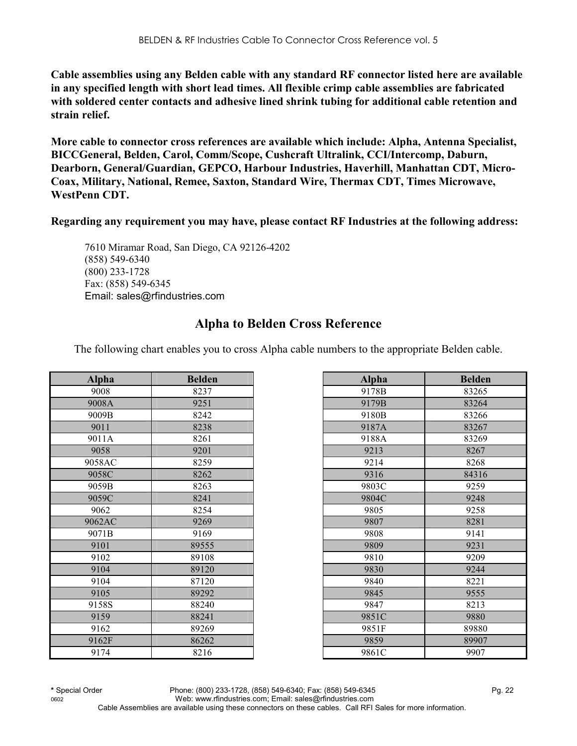**Cable assemblies using any Belden cable with any standard RF connector listed here are available in any specified length with short lead times. All flexible crimp cable assemblies are fabricated with soldered center contacts and adhesive lined shrink tubing for additional cable retention and strain relief.**

**More cable to connector cross references are available which include: Alpha, Antenna Specialist, BICCGeneral, Belden, Carol, Comm/Scope, Cushcraft Ultralink, CCI/Intercomp, Daburn, Dearborn, General/Guardian, GEPCO, Harbour Industries, Haverhill, Manhattan CDT, Micro-Coax, Military, National, Remee, Saxton, Standard Wire, Thermax CDT, Times Microwave, WestPenn CDT.**

**Regarding any requirement you may have, please contact RF Industries at the following address:**

7610 Miramar Road, San Diego, CA 92126-4202
(858) 549-6340
(800) 233-1728
Fax: (858) 549-6345
Email: sales@rfindustries.com

## Alpha to Belden Cross Reference

The following chart enables you to cross Alpha cable numbers to the appropriate Belden cable.

| Alpha | Belden |
|---|---|
| 9008 | 8237 |
| 9008A | 9251 |
| 9009B | 8242 |
| 9011 | 8238 |
| 9011A | 8261 |
| 9058 | 9201 |
| 9058AC | 8259 |
| 9058C | 8262 |
| 9059B | 8263 |
| 9059C | 8241 |
| 9062 | 8254 |
| 9062AC | 9269 |
| 9071B | 9169 |
| 9101 | 89555 |
| 9102 | 89108 |
| 9104 | 89120 |
| 9104 | 87120 |
| 9105 | 89292 |
| 9158S | 88240 |
| 9159 | 88241 |
| 9162 | 89269 |
| 9162F | 86262 |
| 9174 | 8216 |

| Alpha | Belden |
|---|---|
| 9178B | 83265 |
| 9179B | 83264 |
| 9180B | 83266 |
| 9187A | 83267 |
| 9188A | 83269 |
| 9213 | 8267 |
| 9214 | 8268 |
| 9316 | 84316 |
| 9803C | 9259 |
| 9804C | 9248 |
| 9805 | 9258 |
| 9807 | 8281 |
| 9808 | 9141 |
| 9809 | 9231 |
| 9810 | 9209 |
| 9830 | 9244 |
| 9840 | 8221 |
| 9845 | 9555 |
| 9847 | 8213 |
| 9851C | 9880 |
| 9851F | 89880 |
| 9859 | 89907 |
| 9861C | 9907 |

* Special Order

Cable Assemblies are available using these connectors on these cables. Call RFI Sales for more information.